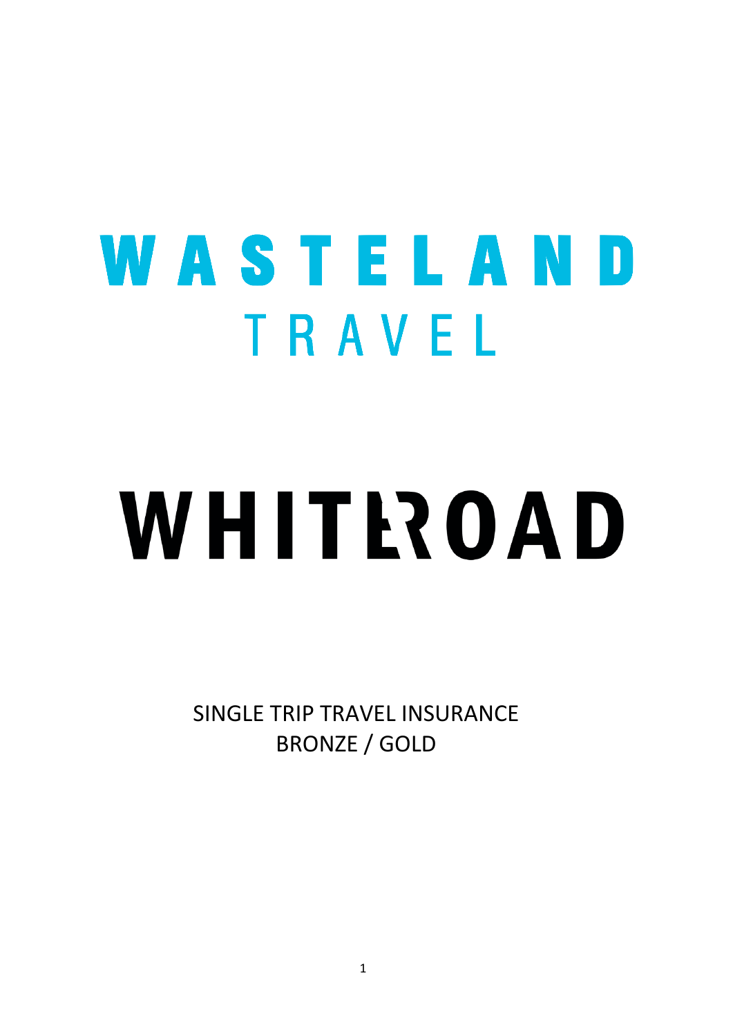# WASTELAND
## TRAVEL

# WHITEROAD

SINGLE TRIP TRAVEL INSURANCE
BRONZE / GOLD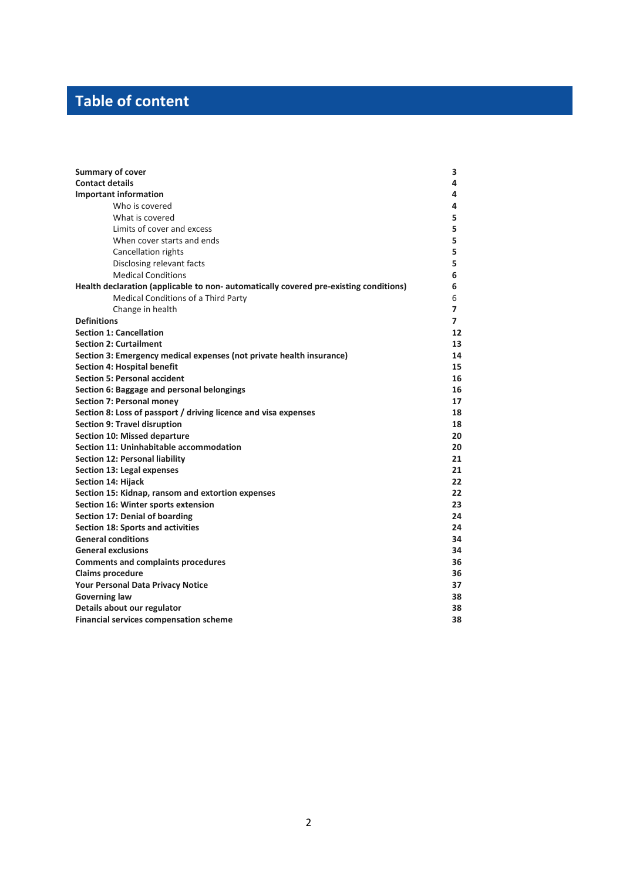# Table of content

| | |
|---|---|
| **Summary of cover** | **3** |
| **Contact details** | **4** |
| **Important information** | **4** |
| Who is covered | **4** |
| What is covered | **5** |
| Limits of cover and excess | **5** |
| When cover starts and ends | **5** |
| Cancellation rights | **5** |
| Disclosing relevant facts | **5** |
| Medical Conditions | **6** |
| **Health declaration (applicable to non- automatically covered pre-existing conditions)** | **6** |
| Medical Conditions of a Third Party | 6 |
| Change in health | **7** |
| **Definitions** | **7** |
| **Section 1: Cancellation** | **12** |
| **Section 2: Curtailment** | **13** |
| **Section 3: Emergency medical expenses (not private health insurance)** | **14** |
| **Section 4: Hospital benefit** | **15** |
| **Section 5: Personal accident** | **16** |
| **Section 6: Baggage and personal belongings** | **16** |
| **Section 7: Personal money** | **17** |
| **Section 8: Loss of passport / driving licence and visa expenses** | **18** |
| **Section 9: Travel disruption** | **18** |
| **Section 10: Missed departure** | **20** |
| **Section 11: Uninhabitable accommodation** | **20** |
| **Section 12: Personal liability** | **21** |
| **Section 13: Legal expenses** | **21** |
| **Section 14: Hijack** | **22** |
| **Section 15: Kidnap, ransom and extortion expenses** | **22** |
| **Section 16: Winter sports extension** | **23** |
| **Section 17: Denial of boarding** | **24** |
| **Section 18: Sports and activities** | **24** |
| **General conditions** | **34** |
| **General exclusions** | **34** |
| **Comments and complaints procedures** | **36** |
| **Claims procedure** | **36** |
| **Your Personal Data Privacy Notice** | **37** |
| **Governing law** | **38** |
| **Details about our regulator** | **38** |
| **Financial services compensation scheme** | **38** |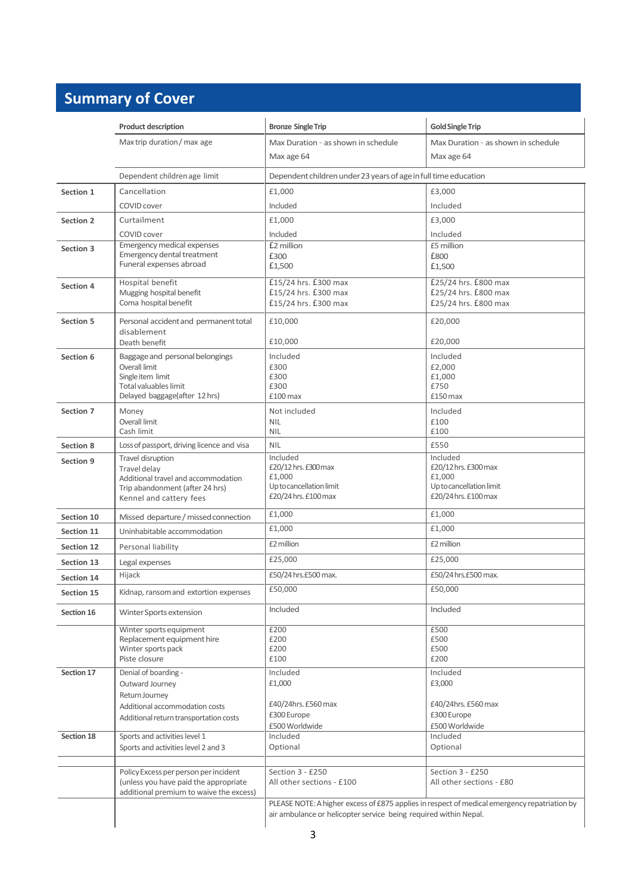# Summary of Cover

| | Product description | Bronze Single Trip | Gold Single Trip |
|---|---|---|---|
| | Max trip duration / max age | Max Duration - as shown in schedule<br>Max age 64 | Max Duration - as shown in schedule<br>Max age 64 |
| | Dependent children age limit | Dependent children under 23 years of age in full time education | |
| **Section 1** | Cancellation<br>COVID cover | £1,000<br>Included | £3,000<br>Included |
| **Section 2** | Curtailment<br>COVID cover | £1,000<br>Included | £3,000<br>Included |
| **Section 3** | Emergency medical expenses<br>Emergency dental treatment<br>Funeral expenses abroad | £2 million<br>£300<br>£1,500 | £5 million<br>£800<br>£1,500 |
| **Section 4** | Hospital benefit<br>Mugging hospital benefit<br>Coma hospital benefit | £15/24 hrs. £300 max<br>£15/24 hrs. £300 max<br>£15/24 hrs. £300 max | £25/24 hrs. £800 max<br>£25/24 hrs. £800 max<br>£25/24 hrs. £800 max |
| **Section 5** | Personal accident and permanent total disablement<br>Death benefit | £10,000<br>£10,000 | £20,000<br>£20,000 |
| **Section 6** | Baggage and personal belongings<br>Overall limit<br>Single item limit<br>Total valuables limit<br>Delayed baggage(after 12 hrs) | Included<br>£300<br>£300<br>£300<br>£100 max | Included<br>£2,000<br>£1,000<br>£750<br>£150 max |
| **Section 7** | Money<br>Overall limit<br>Cash limit | Not included<br>NIL<br>NIL | Included<br>£100<br>£100 |
| **Section 8** | Loss of passport, driving licence and visa | NIL | £550 |
| **Section 9** | Travel disruption<br>Travel delay<br>Additional travel and accommodation<br>Trip abandonment (after 24 hrs)<br>Kennel and cattery fees | Included<br>£20/12 hrs. £300 max<br>£1,000<br>Up to cancellation limit<br>£20/24 hrs. £100 max | Included<br>£20/12 hrs. £300 max<br>£1,000<br>Up to cancellation limit<br>£20/24 hrs. £100 max |
| **Section 10** | Missed departure / missed connection | £1,000 | £1,000 |
| **Section 11** | Uninhabitable accommodation | £1,000 | £1,000 |
| **Section 12** | Personal liability | £2 million | £2 million |
| **Section 13** | Legal expenses | £25,000 | £25,000 |
| **Section 14** | Hijack | £50/24 hrs. £500 max. | £50/24 hrs. £500 max. |
| **Section 15** | Kidnap, ransom and extortion expenses | £50,000 | £50,000 |
| **Section 16** | Winter Sports extension | Included | Included |
| | Winter sports equipment<br>Replacement equipment hire<br>Winter sports pack<br>Piste closure | £200<br>£200<br>£200<br>£100 | £500<br>£500<br>£500<br>£200 |
| **Section 17** | Denial of boarding -<br>Outward Journey<br>Return Journey<br>Additional accommodation costs<br>Additional return transportation costs | Included<br>£1,000<br><br>£40/24hrs. £560 max<br>£300 Europe<br>£500 Worldwide | Included<br>£3,000<br><br>£40/24hrs. £560 max<br>£300 Europe<br>£500 Worldwide |
| **Section 18** | Sports and activities level 1<br>Sports and activities level 2 and 3 | Included<br>Optional | Included<br>Optional |
| | | | |
| | Policy Excess per person per incident (unless you have paid the appropriate additional premium to waive the excess) | Section 3 - £250<br>All other sections - £100 | Section 3 - £250<br>All other sections - £80 |
| | | PLEASE NOTE: A higher excess of £875 applies in respect of medical emergency repatriation by air ambulance or helicopter service being required within Nepal. | |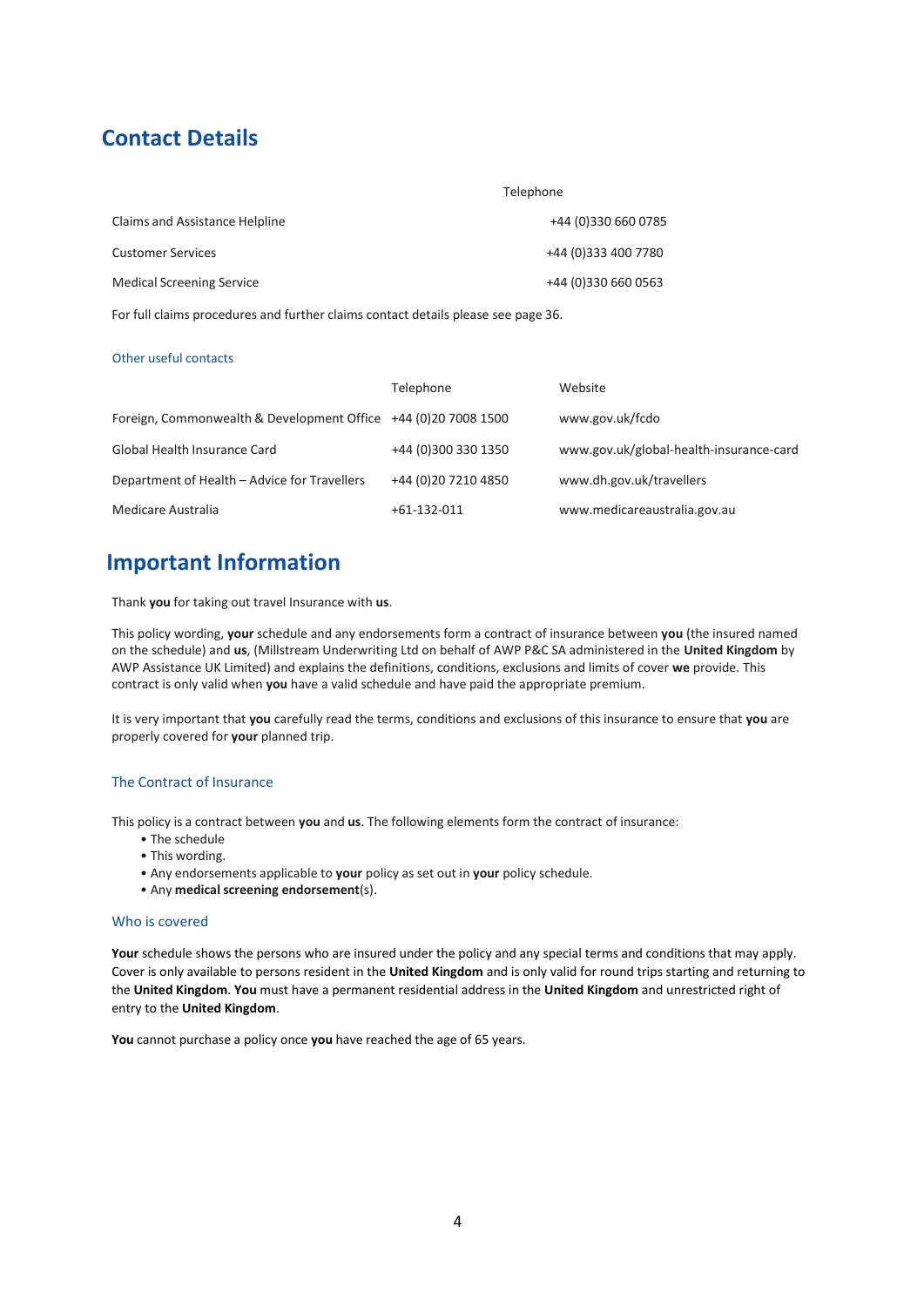## Contact Details

| | Telephone |
|---|---|
| Claims and Assistance Helpline | +44 (0)330 660 0785 |
| Customer Services | +44 (0)333 400 7780 |
| Medical Screening Service | +44 (0)330 660 0563 |

For full claims procedures and further claims contact details please see page 36.

### Other useful contacts

| | Telephone | Website |
|---|---|---|
| Foreign, Commonwealth & Development Office | +44 (0)20 7008 1500 | www.gov.uk/fcdo |
| Global Health Insurance Card | +44 (0)300 330 1350 | www.gov.uk/global-health-insurance-card |
| Department of Health – Advice for Travellers | +44 (0)20 7210 4850 | www.dh.gov.uk/travellers |
| Medicare Australia | +61-132-011 | www.medicareaustralia.gov.au |

## Important Information

Thank **you** for taking out travel Insurance with **us**.

This policy wording, **your** schedule and any endorsements form a contract of insurance between **you** (the insured named on the schedule) and **us**, (Millstream Underwriting Ltd on behalf of AWP P&C SA administered in the **United Kingdom** by AWP Assistance UK Limited) and explains the definitions, conditions, exclusions and limits of cover **we** provide. This contract is only valid when **you** have a valid schedule and have paid the appropriate premium.

It is very important that **you** carefully read the terms, conditions and exclusions of this insurance to ensure that **you** are properly covered for **your** planned trip.

### The Contract of Insurance

This policy is a contract between **you** and **us**. The following elements form the contract of insurance:

- The schedule
- This wording.
- Any endorsements applicable to **your** policy as set out in **your** policy schedule.
- Any **medical screening endorsement**(s).

### Who is covered

**Your** schedule shows the persons who are insured under the policy and any special terms and conditions that may apply. Cover is only available to persons resident in the **United Kingdom** and is only valid for round trips starting and returning to the **United Kingdom**. **You** must have a permanent residential address in the **United Kingdom** and unrestricted right of entry to the **United Kingdom**.

**You** cannot purchase a policy once **you** have reached the age of 65 years.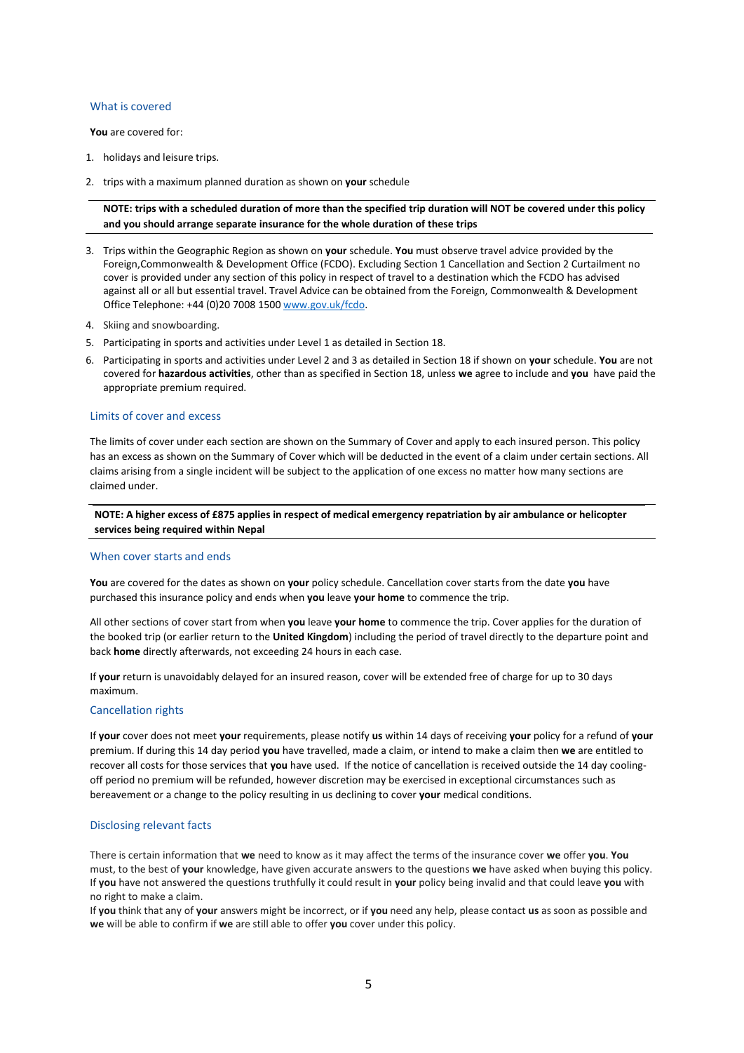## What is covered

**You** are covered for:

1. holidays and leisure trips.
2. trips with a maximum planned duration as shown on **your** schedule

**NOTE: trips with a scheduled duration of more than the specified trip duration will NOT be covered under this policy and you should arrange separate insurance for the whole duration of these trips**

3. Trips within the Geographic Region as shown on **your** schedule. **You** must observe travel advice provided by the Foreign,Commonwealth & Development Office (FCDO). Excluding Section 1 Cancellation and Section 2 Curtailment no cover is provided under any section of this policy in respect of travel to a destination which the FCDO has advised against all or all but essential travel. Travel Advice can be obtained from the Foreign, Commonwealth & Development Office Telephone: +44 (0)20 7008 1500 www.gov.uk/fcdo.
4. Skiing and snowboarding.
5. Participating in sports and activities under Level 1 as detailed in Section 18.
6. Participating in sports and activities under Level 2 and 3 as detailed in Section 18 if shown on **your** schedule. **You** are not covered for **hazardous activities**, other than as specified in Section 18, unless **we** agree to include and **you** have paid the appropriate premium required.

## Limits of cover and excess

The limits of cover under each section are shown on the Summary of Cover and apply to each insured person. This policy has an excess as shown on the Summary of Cover which will be deducted in the event of a claim under certain sections. All claims arising from a single incident will be subject to the application of one excess no matter how many sections are claimed under.

**NOTE: A higher excess of £875 applies in respect of medical emergency repatriation by air ambulance or helicopter services being required within Nepal**

## When cover starts and ends

**You** are covered for the dates as shown on **your** policy schedule. Cancellation cover starts from the date **you** have purchased this insurance policy and ends when **you** leave **your home** to commence the trip.

All other sections of cover start from when **you** leave **your home** to commence the trip. Cover applies for the duration of the booked trip (or earlier return to the **United Kingdom**) including the period of travel directly to the departure point and back **home** directly afterwards, not exceeding 24 hours in each case.

If **your** return is unavoidably delayed for an insured reason, cover will be extended free of charge for up to 30 days maximum.

## Cancellation rights

If **your** cover does not meet **your** requirements, please notify **us** within 14 days of receiving **your** policy for a refund of **your** premium. If during this 14 day period **you** have travelled, made a claim, or intend to make a claim then **we** are entitled to recover all costs for those services that **you** have used. If the notice of cancellation is received outside the 14 day cooling-off period no premium will be refunded, however discretion may be exercised in exceptional circumstances such as bereavement or a change to the policy resulting in us declining to cover **your** medical conditions.

## Disclosing relevant facts

There is certain information that **we** need to know as it may affect the terms of the insurance cover **we** offer **you**. **You** must, to the best of **your** knowledge, have given accurate answers to the questions **we** have asked when buying this policy. If **you** have not answered the questions truthfully it could result in **your** policy being invalid and that could leave **you** with no right to make a claim.

If **you** think that any of **your** answers might be incorrect, or if **you** need any help, please contact **us** as soon as possible and **we** will be able to confirm if **we** are still able to offer **you** cover under this policy.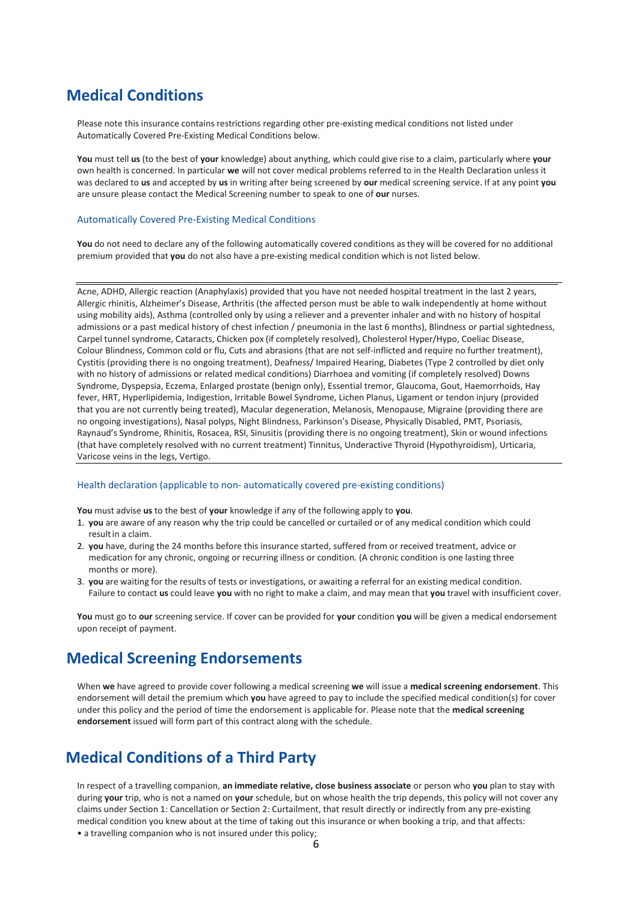## Medical Conditions

Please note this insurance contains restrictions regarding other pre-existing medical conditions not listed under Automatically Covered Pre-Existing Medical Conditions below.

**You** must tell **us** (to the best of **your** knowledge) about anything, which could give rise to a claim, particularly where **your** own health is concerned. In particular **we** will not cover medical problems referred to in the Health Declaration unless it was declared to **us** and accepted by **us** in writing after being screened by **our** medical screening service. If at any point **you** are unsure please contact the Medical Screening number to speak to one of **our** nurses.

### Automatically Covered Pre-Existing Medical Conditions

**You** do not need to declare any of the following automatically covered conditions as they will be covered for no additional premium provided that **you** do not also have a pre-existing medical condition which is not listed below.

---

Acne, ADHD, Allergic reaction (Anaphylaxis) provided that you have not needed hospital treatment in the last 2 years, Allergic rhinitis, Alzheimer's Disease, Arthritis (the affected person must be able to walk independently at home without using mobility aids), Asthma (controlled only by using a reliever and a preventer inhaler and with no history of hospital admissions or a past medical history of chest infection / pneumonia in the last 6 months), Blindness or partial sightedness, Carpel tunnel syndrome, Cataracts, Chicken pox (if completely resolved), Cholesterol Hyper/Hypo, Coeliac Disease, Colour Blindness, Common cold or flu, Cuts and abrasions (that are not self-inflicted and require no further treatment), Cystitis (providing there is no ongoing treatment), Deafness/ Impaired Hearing, Diabetes (Type 2 controlled by diet only with no history of admissions or related medical conditions) Diarrhoea and vomiting (if completely resolved) Downs Syndrome, Dyspepsia, Eczema, Enlarged prostate (benign only), Essential tremor, Glaucoma, Gout, Haemorrhoids, Hay fever, HRT, Hyperlipidemia, Indigestion, Irritable Bowel Syndrome, Lichen Planus, Ligament or tendon injury (provided that you are not currently being treated), Macular degeneration, Melanosis, Menopause, Migraine (providing there are no ongoing investigations), Nasal polyps, Night Blindness, Parkinson's Disease, Physically Disabled, PMT, Psoriasis, Raynaud's Syndrome, Rhinitis, Rosacea, RSI, Sinusitis (providing there is no ongoing treatment), Skin or wound infections (that have completely resolved with no current treatment) Tinnitus, Underactive Thyroid (Hypothyroidism), Urticaria, Varicose veins in the legs, Vertigo.

---

### Health declaration (applicable to non- automatically covered pre-existing conditions)

**You** must advise **us** to the best of **your** knowledge if any of the following apply to **you**.

1. **you** are aware of any reason why the trip could be cancelled or curtailed or of any medical condition which could result in a claim.
2. **you** have, during the 24 months before this insurance started, suffered from or received treatment, advice or medication for any chronic, ongoing or recurring illness or condition. (A chronic condition is one lasting three months or more).
3. **you** are waiting for the results of tests or investigations, or awaiting a referral for an existing medical condition. Failure to contact **us** could leave **you** with no right to make a claim, and may mean that **you** travel with insufficient cover.

**You** must go to **our** screening service. If cover can be provided for **your** condition **you** will be given a medical endorsement upon receipt of payment.

## Medical Screening Endorsements

When **we** have agreed to provide cover following a medical screening **we** will issue a **medical screening endorsement**. This endorsement will detail the premium which **you** have agreed to pay to include the specified medical condition(s) for cover under this policy and the period of time the endorsement is applicable for. Please note that the **medical screening endorsement** issued will form part of this contract along with the schedule.

## Medical Conditions of a Third Party

In respect of a travelling companion, **an immediate relative, close business associate** or person who **you** plan to stay with during **your** trip, who is not a named on **your** schedule, but on whose health the trip depends, this policy will not cover any claims under Section 1: Cancellation or Section 2: Curtailment, that result directly or indirectly from any pre-existing medical condition you knew about at the time of taking out this insurance or when booking a trip, and that affects:

- a travelling companion who is not insured under this policy;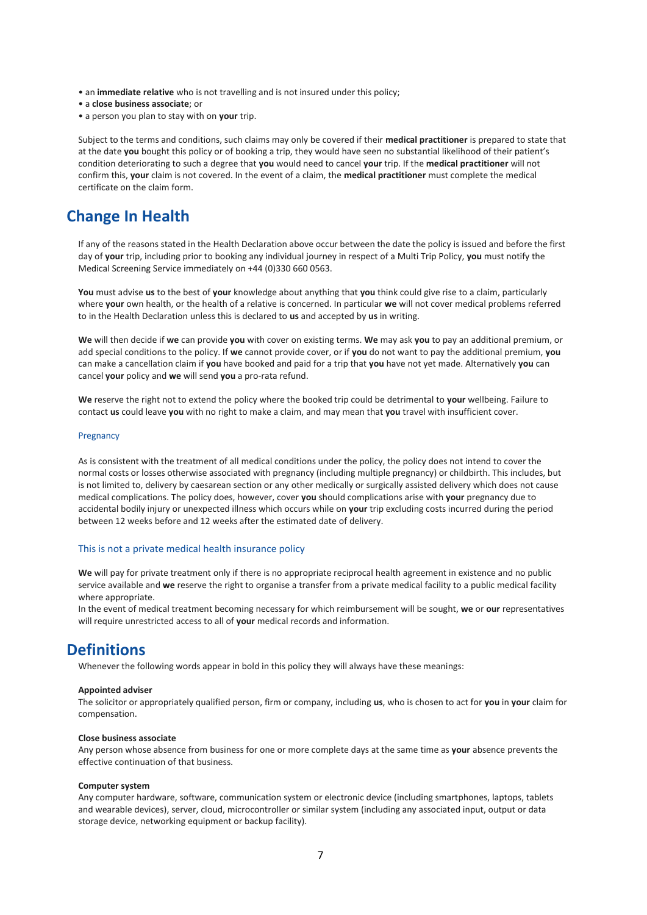- an **immediate relative** who is not travelling and is not insured under this policy;
- a **close business associate**; or
- a person you plan to stay with on **your** trip.

Subject to the terms and conditions, such claims may only be covered if their **medical practitioner** is prepared to state that at the date **you** bought this policy or of booking a trip, they would have seen no substantial likelihood of their patient's condition deteriorating to such a degree that **you** would need to cancel **your** trip. If the **medical practitioner** will not confirm this, **your** claim is not covered. In the event of a claim, the **medical practitioner** must complete the medical certificate on the claim form.

## Change In Health

If any of the reasons stated in the Health Declaration above occur between the date the policy is issued and before the first day of **your** trip, including prior to booking any individual journey in respect of a Multi Trip Policy, **you** must notify the Medical Screening Service immediately on +44 (0)330 660 0563.

**You** must advise **us** to the best of **your** knowledge about anything that **you** think could give rise to a claim, particularly where **your** own health, or the health of a relative is concerned. In particular **we** will not cover medical problems referred to in the Health Declaration unless this is declared to **us** and accepted by **us** in writing.

**We** will then decide if **we** can provide **you** with cover on existing terms. **We** may ask **you** to pay an additional premium, or add special conditions to the policy. If **we** cannot provide cover, or if **you** do not want to pay the additional premium, **you** can make a cancellation claim if **you** have booked and paid for a trip that **you** have not yet made. Alternatively **you** can cancel **your** policy and **we** will send **you** a pro-rata refund.

**We** reserve the right not to extend the policy where the booked trip could be detrimental to **your** wellbeing. Failure to contact **us** could leave **you** with no right to make a claim, and may mean that **you** travel with insufficient cover.

### Pregnancy

As is consistent with the treatment of all medical conditions under the policy, the policy does not intend to cover the normal costs or losses otherwise associated with pregnancy (including multiple pregnancy) or childbirth. This includes, but is not limited to, delivery by caesarean section or any other medically or surgically assisted delivery which does not cause medical complications. The policy does, however, cover **you** should complications arise with **your** pregnancy due to accidental bodily injury or unexpected illness which occurs while on **your** trip excluding costs incurred during the period between 12 weeks before and 12 weeks after the estimated date of delivery.

### This is not a private medical health insurance policy

**We** will pay for private treatment only if there is no appropriate reciprocal health agreement in existence and no public service available and **we** reserve the right to organise a transfer from a private medical facility to a public medical facility where appropriate.
In the event of medical treatment becoming necessary for which reimbursement will be sought, **we** or **our** representatives will require unrestricted access to all of **your** medical records and information.

## Definitions

Whenever the following words appear in bold in this policy they will always have these meanings:

**Appointed adviser**
The solicitor or appropriately qualified person, firm or company, including **us**, who is chosen to act for **you** in **your** claim for compensation.

**Close business associate**
Any person whose absence from business for one or more complete days at the same time as **your** absence prevents the effective continuation of that business.

**Computer system**
Any computer hardware, software, communication system or electronic device (including smartphones, laptops, tablets and wearable devices), server, cloud, microcontroller or similar system (including any associated input, output or data storage device, networking equipment or backup facility).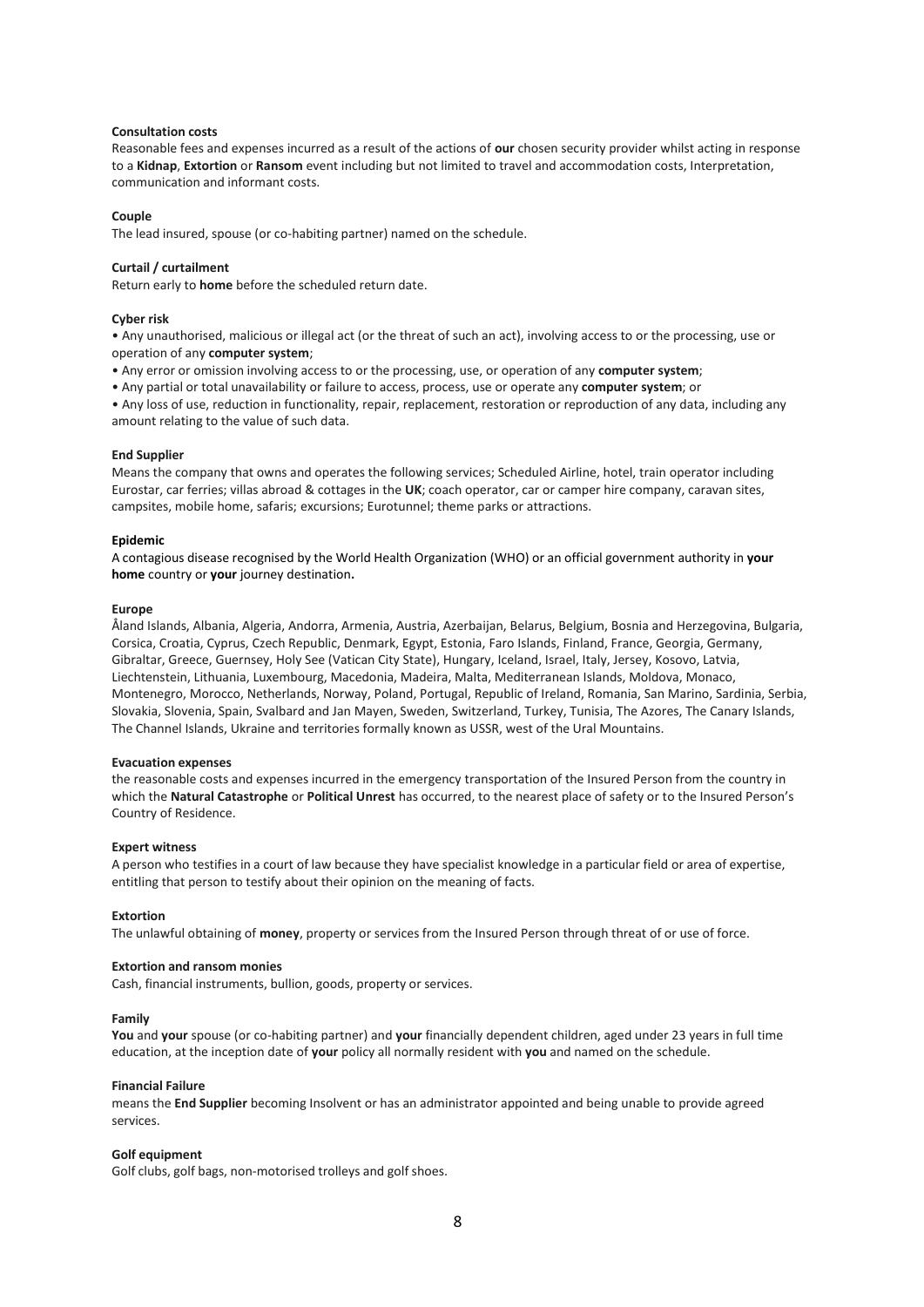**Consultation costs**
Reasonable fees and expenses incurred as a result of the actions of **our** chosen security provider whilst acting in response to a **Kidnap**, **Extortion** or **Ransom** event including but not limited to travel and accommodation costs, Interpretation, communication and informant costs.

**Couple**
The lead insured, spouse (or co-habiting partner) named on the schedule.

**Curtail / curtailment**
Return early to **home** before the scheduled return date.

**Cyber risk**
• Any unauthorised, malicious or illegal act (or the threat of such an act), involving access to or the processing, use or operation of any **computer system**;
• Any error or omission involving access to or the processing, use, or operation of any **computer system**;
• Any partial or total unavailability or failure to access, process, use or operate any **computer system**; or
• Any loss of use, reduction in functionality, repair, replacement, restoration or reproduction of any data, including any amount relating to the value of such data.

**End Supplier**
Means the company that owns and operates the following services; Scheduled Airline, hotel, train operator including Eurostar, car ferries; villas abroad & cottages in the **UK**; coach operator, car or camper hire company, caravan sites, campsites, mobile home, safaris; excursions; Eurotunnel; theme parks or attractions.

**Epidemic**
A contagious disease recognised by the World Health Organization (WHO) or an official government authority in **your home** country or **your** journey destination**.**

**Europe**
Åland Islands, Albania, Algeria, Andorra, Armenia, Austria, Azerbaijan, Belarus, Belgium, Bosnia and Herzegovina, Bulgaria, Corsica, Croatia, Cyprus, Czech Republic, Denmark, Egypt, Estonia, Faro Islands, Finland, France, Georgia, Germany, Gibraltar, Greece, Guernsey, Holy See (Vatican City State), Hungary, Iceland, Israel, Italy, Jersey, Kosovo, Latvia, Liechtenstein, Lithuania, Luxembourg, Macedonia, Madeira, Malta, Mediterranean Islands, Moldova, Monaco, Montenegro, Morocco, Netherlands, Norway, Poland, Portugal, Republic of Ireland, Romania, San Marino, Sardinia, Serbia, Slovakia, Slovenia, Spain, Svalbard and Jan Mayen, Sweden, Switzerland, Turkey, Tunisia, The Azores, The Canary Islands, The Channel Islands, Ukraine and territories formally known as USSR, west of the Ural Mountains.

**Evacuation expenses**
the reasonable costs and expenses incurred in the emergency transportation of the Insured Person from the country in which the **Natural Catastrophe** or **Political Unrest** has occurred, to the nearest place of safety or to the Insured Person's Country of Residence.

**Expert witness**
A person who testifies in a court of law because they have specialist knowledge in a particular field or area of expertise, entitling that person to testify about their opinion on the meaning of facts.

**Extortion**
The unlawful obtaining of **money**, property or services from the Insured Person through threat of or use of force.

**Extortion and ransom monies**
Cash, financial instruments, bullion, goods, property or services.

**Family**
**You** and **your** spouse (or co-habiting partner) and **your** financially dependent children, aged under 23 years in full time education, at the inception date of **your** policy all normally resident with **you** and named on the schedule.

**Financial Failure**
means the **End Supplier** becoming Insolvent or has an administrator appointed and being unable to provide agreed services.

**Golf equipment**
Golf clubs, golf bags, non-motorised trolleys and golf shoes.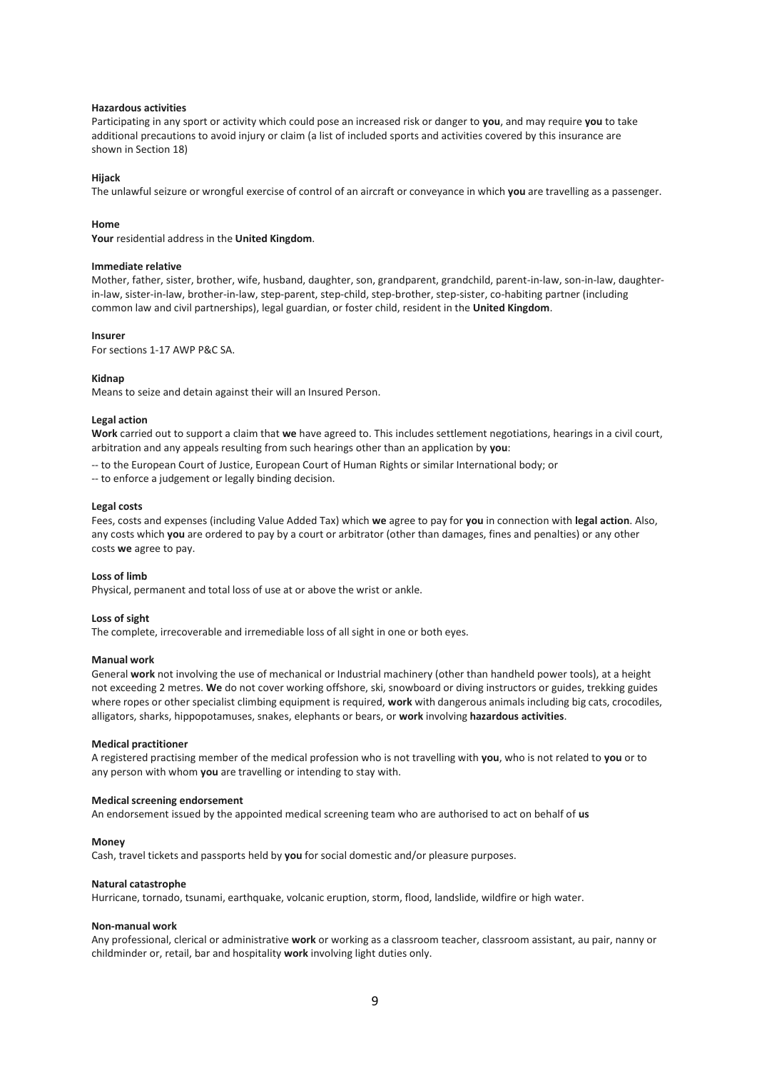**Hazardous activities**

Participating in any sport or activity which could pose an increased risk or danger to **you**, and may require **you** to take additional precautions to avoid injury or claim (a list of included sports and activities covered by this insurance are shown in Section 18)

**Hijack**

The unlawful seizure or wrongful exercise of control of an aircraft or conveyance in which **you** are travelling as a passenger.

**Home**

**Your** residential address in the **United Kingdom**.

**Immediate relative**

Mother, father, sister, brother, wife, husband, daughter, son, grandparent, grandchild, parent-in-law, son-in-law, daughter-in-law, sister-in-law, brother-in-law, step-parent, step-child, step-brother, step-sister, co-habiting partner (including common law and civil partnerships), legal guardian, or foster child, resident in the **United Kingdom**.

**Insurer**

For sections 1-17 AWP P&C SA.

**Kidnap**

Means to seize and detain against their will an Insured Person.

**Legal action**

**Work** carried out to support a claim that **we** have agreed to. This includes settlement negotiations, hearings in a civil court, arbitration and any appeals resulting from such hearings other than an application by **you**:

-- to the European Court of Justice, European Court of Human Rights or similar International body; or

-- to enforce a judgement or legally binding decision.

**Legal costs**

Fees, costs and expenses (including Value Added Tax) which **we** agree to pay for **you** in connection with **legal action**. Also, any costs which **you** are ordered to pay by a court or arbitrator (other than damages, fines and penalties) or any other costs **we** agree to pay.

**Loss of limb**

Physical, permanent and total loss of use at or above the wrist or ankle.

**Loss of sight**

The complete, irrecoverable and irremediable loss of all sight in one or both eyes.

**Manual work**

General **work** not involving the use of mechanical or Industrial machinery (other than handheld power tools), at a height not exceeding 2 metres. **We** do not cover working offshore, ski, snowboard or diving instructors or guides, trekking guides where ropes or other specialist climbing equipment is required, **work** with dangerous animals including big cats, crocodiles, alligators, sharks, hippopotamuses, snakes, elephants or bears, or **work** involving **hazardous activities**.

**Medical practitioner**

A registered practising member of the medical profession who is not travelling with **you**, who is not related to **you** or to any person with whom **you** are travelling or intending to stay with.

**Medical screening endorsement**

An endorsement issued by the appointed medical screening team who are authorised to act on behalf of **us**

**Money**

Cash, travel tickets and passports held by **you** for social domestic and/or pleasure purposes.

**Natural catastrophe**

Hurricane, tornado, tsunami, earthquake, volcanic eruption, storm, flood, landslide, wildfire or high water.

**Non-manual work**

Any professional, clerical or administrative **work** or working as a classroom teacher, classroom assistant, au pair, nanny or childminder or, retail, bar and hospitality **work** involving light duties only.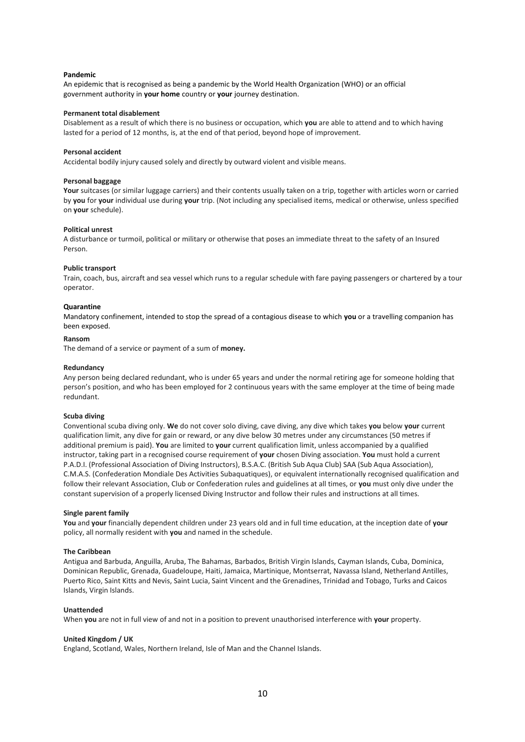**Pandemic**

An epidemic that is recognised as being a pandemic by the World Health Organization (WHO) or an official government authority in **your home** country or **your** journey destination.

**Permanent total disablement**

Disablement as a result of which there is no business or occupation, which **you** are able to attend and to which having lasted for a period of 12 months, is, at the end of that period, beyond hope of improvement.

**Personal accident**

Accidental bodily injury caused solely and directly by outward violent and visible means.

**Personal baggage**

**Your** suitcases (or similar luggage carriers) and their contents usually taken on a trip, together with articles worn or carried by **you** for **your** individual use during **your** trip. (Not including any specialised items, medical or otherwise, unless specified on **your** schedule).

**Political unrest**

A disturbance or turmoil, political or military or otherwise that poses an immediate threat to the safety of an Insured Person.

**Public transport**

Train, coach, bus, aircraft and sea vessel which runs to a regular schedule with fare paying passengers or chartered by a tour operator.

**Quarantine**

Mandatory confinement, intended to stop the spread of a contagious disease to which **you** or a travelling companion has been exposed.

**Ransom**

The demand of a service or payment of a sum of **money.**

**Redundancy**

Any person being declared redundant, who is under 65 years and under the normal retiring age for someone holding that person's position, and who has been employed for 2 continuous years with the same employer at the time of being made redundant.

**Scuba diving**

Conventional scuba diving only. **We** do not cover solo diving, cave diving, any dive which takes **you** below **your** current qualification limit, any dive for gain or reward, or any dive below 30 metres under any circumstances (50 metres if additional premium is paid). **You** are limited to **your** current qualification limit, unless accompanied by a qualified instructor, taking part in a recognised course requirement of **your** chosen Diving association. **You** must hold a current P.A.D.I. (Professional Association of Diving Instructors), B.S.A.C. (British Sub Aqua Club) SAA (Sub Aqua Association), C.M.A.S. (Confederation Mondiale Des Activities Subaquatiques), or equivalent internationally recognised qualification and follow their relevant Association, Club or Confederation rules and guidelines at all times, or **you** must only dive under the constant supervision of a properly licensed Diving Instructor and follow their rules and instructions at all times.

**Single parent family**

**You** and **your** financially dependent children under 23 years old and in full time education, at the inception date of **your** policy, all normally resident with **you** and named in the schedule.

**The Caribbean**

Antigua and Barbuda, Anguilla, Aruba, The Bahamas, Barbados, British Virgin Islands, Cayman Islands, Cuba, Dominica, Dominican Republic, Grenada, Guadeloupe, Haiti, Jamaica, Martinique, Montserrat, Navassa Island, Netherland Antilles, Puerto Rico, Saint Kitts and Nevis, Saint Lucia, Saint Vincent and the Grenadines, Trinidad and Tobago, Turks and Caicos Islands, Virgin Islands.

**Unattended**

When **you** are not in full view of and not in a position to prevent unauthorised interference with **your** property.

**United Kingdom / UK**

England, Scotland, Wales, Northern Ireland, Isle of Man and the Channel Islands.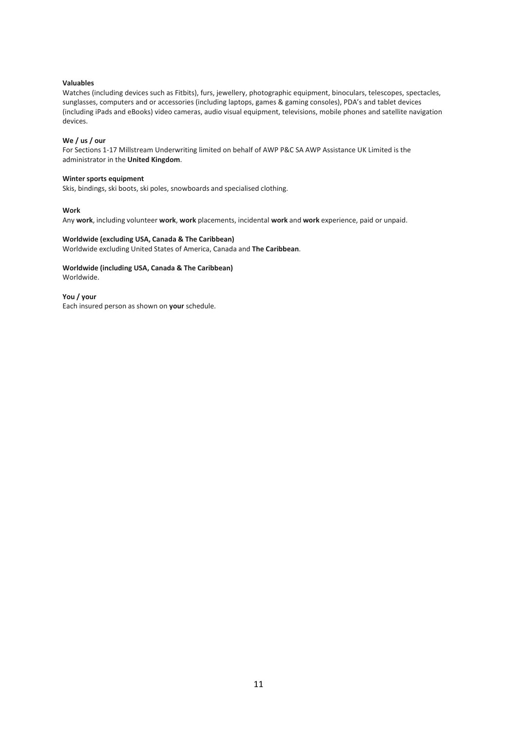**Valuables**

Watches (including devices such as Fitbits), furs, jewellery, photographic equipment, binoculars, telescopes, spectacles, sunglasses, computers and or accessories (including laptops, games & gaming consoles), PDA's and tablet devices (including iPads and eBooks) video cameras, audio visual equipment, televisions, mobile phones and satellite navigation devices.

**We / us / our**

For Sections 1-17 Millstream Underwriting limited on behalf of AWP P&C SA AWP Assistance UK Limited is the administrator in the **United Kingdom**.

**Winter sports equipment**

Skis, bindings, ski boots, ski poles, snowboards and specialised clothing.

**Work**

Any **work**, including volunteer **work**, **work** placements, incidental **work** and **work** experience, paid or unpaid.

**Worldwide (excluding USA, Canada & The Caribbean)**

Worldwide excluding United States of America, Canada and **The Caribbean**.

**Worldwide (including USA, Canada & The Caribbean)**

Worldwide.

**You / your**

Each insured person as shown on **your** schedule.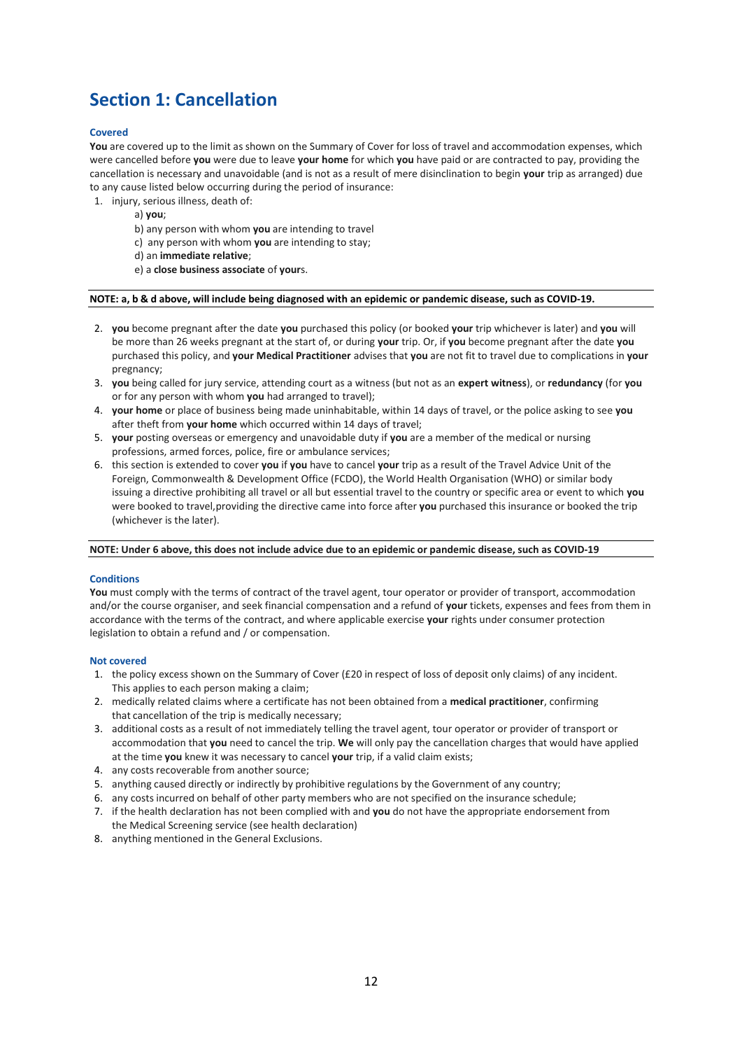# Section 1: Cancellation

### Covered

**You** are covered up to the limit as shown on the Summary of Cover for loss of travel and accommodation expenses, which were cancelled before **you** were due to leave **your home** for which **you** have paid or are contracted to pay, providing the cancellation is necessary and unavoidable (and is not as a result of mere disinclination to begin **your** trip as arranged) due to any cause listed below occurring during the period of insurance:

1. injury, serious illness, death of:
   a) **you**;
   b) any person with whom **you** are intending to travel
   c) any person with whom **you** are intending to stay;
   d) an **immediate relative**;
   e) a **close business associate** of **your**s.

**NOTE: a, b & d above, will include being diagnosed with an epidemic or pandemic disease, such as COVID-19.**

2. **you** become pregnant after the date **you** purchased this policy (or booked **your** trip whichever is later) and **you** will be more than 26 weeks pregnant at the start of, or during **your** trip. Or, if **you** become pregnant after the date **you** purchased this policy, and **your Medical Practitioner** advises that **you** are not fit to travel due to complications in **your** pregnancy;
3. **you** being called for jury service, attending court as a witness (but not as an **expert witness**), or **redundancy** (for **you** or for any person with whom **you** had arranged to travel);
4. **your home** or place of business being made uninhabitable, within 14 days of travel, or the police asking to see **you** after theft from **your home** which occurred within 14 days of travel;
5. **your** posting overseas or emergency and unavoidable duty if **you** are a member of the medical or nursing professions, armed forces, police, fire or ambulance services;
6. this section is extended to cover **you** if **you** have to cancel **your** trip as a result of the Travel Advice Unit of the Foreign, Commonwealth & Development Office (FCDO), the World Health Organisation (WHO) or similar body issuing a directive prohibiting all travel or all but essential travel to the country or specific area or event to which **you** were booked to travel,providing the directive came into force after **you** purchased this insurance or booked the trip (whichever is the later).

**NOTE: Under 6 above, this does not include advice due to an epidemic or pandemic disease, such as COVID-19**

### Conditions

**You** must comply with the terms of contract of the travel agent, tour operator or provider of transport, accommodation and/or the course organiser, and seek financial compensation and a refund of **your** tickets, expenses and fees from them in accordance with the terms of the contract, and where applicable exercise **your** rights under consumer protection legislation to obtain a refund and / or compensation.

### Not covered

1. the policy excess shown on the Summary of Cover (£20 in respect of loss of deposit only claims) of any incident. This applies to each person making a claim;
2. medically related claims where a certificate has not been obtained from a **medical practitioner**, confirming that cancellation of the trip is medically necessary;
3. additional costs as a result of not immediately telling the travel agent, tour operator or provider of transport or accommodation that **you** need to cancel the trip. **We** will only pay the cancellation charges that would have applied at the time **you** knew it was necessary to cancel **your** trip, if a valid claim exists;
4. any costs recoverable from another source;
5. anything caused directly or indirectly by prohibitive regulations by the Government of any country;
6. any costs incurred on behalf of other party members who are not specified on the insurance schedule;
7. if the health declaration has not been complied with and **you** do not have the appropriate endorsement from the Medical Screening service (see health declaration)
8. anything mentioned in the General Exclusions.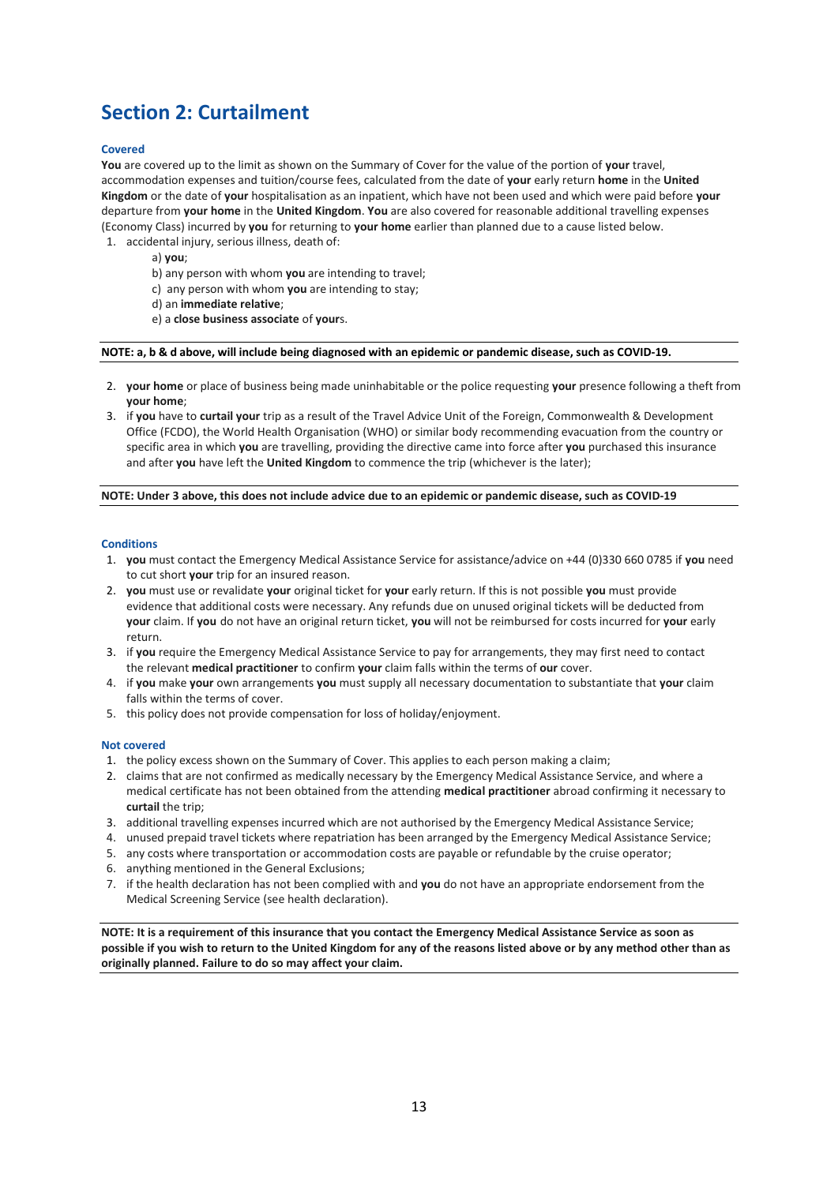## Section 2: Curtailment

### Covered

**You** are covered up to the limit as shown on the Summary of Cover for the value of the portion of **your** travel, accommodation expenses and tuition/course fees, calculated from the date of **your** early return **home** in the **United Kingdom** or the date of **your** hospitalisation as an inpatient, which have not been used and which were paid before **your** departure from **your home** in the **United Kingdom**. **You** are also covered for reasonable additional travelling expenses (Economy Class) incurred by **you** for returning to **your home** earlier than planned due to a cause listed below.

1. accidental injury, serious illness, death of:
   a) **you**;
   b) any person with whom **you** are intending to travel;
   c) any person with whom **you** are intending to stay;
   d) an **immediate relative**;
   e) a **close business associate** of **your**s.

**NOTE: a, b & d above, will include being diagnosed with an epidemic or pandemic disease, such as COVID-19.**

2. **your home** or place of business being made uninhabitable or the police requesting **your** presence following a theft from **your home**;
3. if **you** have to **curtail your** trip as a result of the Travel Advice Unit of the Foreign, Commonwealth & Development Office (FCDO), the World Health Organisation (WHO) or similar body recommending evacuation from the country or specific area in which **you** are travelling, providing the directive came into force after **you** purchased this insurance and after **you** have left the **United Kingdom** to commence the trip (whichever is the later);

**NOTE: Under 3 above, this does not include advice due to an epidemic or pandemic disease, such as COVID-19**

### Conditions

1. **you** must contact the Emergency Medical Assistance Service for assistance/advice on +44 (0)330 660 0785 if **you** need to cut short **your** trip for an insured reason.
2. **you** must use or revalidate **your** original ticket for **your** early return. If this is not possible **you** must provide evidence that additional costs were necessary. Any refunds due on unused original tickets will be deducted from **your** claim. If **you** do not have an original return ticket, **you** will not be reimbursed for costs incurred for **your** early return.
3. if **you** require the Emergency Medical Assistance Service to pay for arrangements, they may first need to contact the relevant **medical practitioner** to confirm **your** claim falls within the terms of **our** cover.
4. if **you** make **your** own arrangements **you** must supply all necessary documentation to substantiate that **your** claim falls within the terms of cover.
5. this policy does not provide compensation for loss of holiday/enjoyment.

### Not covered

1. the policy excess shown on the Summary of Cover. This applies to each person making a claim;
2. claims that are not confirmed as medically necessary by the Emergency Medical Assistance Service, and where a medical certificate has not been obtained from the attending **medical practitioner** abroad confirming it necessary to **curtail** the trip;
3. additional travelling expenses incurred which are not authorised by the Emergency Medical Assistance Service;
4. unused prepaid travel tickets where repatriation has been arranged by the Emergency Medical Assistance Service;
5. any costs where transportation or accommodation costs are payable or refundable by the cruise operator;
6. anything mentioned in the General Exclusions;
7. if the health declaration has not been complied with and **you** do not have an appropriate endorsement from the Medical Screening Service (see health declaration).

**NOTE: It is a requirement of this insurance that you contact the Emergency Medical Assistance Service as soon as possible if you wish to return to the United Kingdom for any of the reasons listed above or by any method other than as originally planned. Failure to do so may affect your claim.**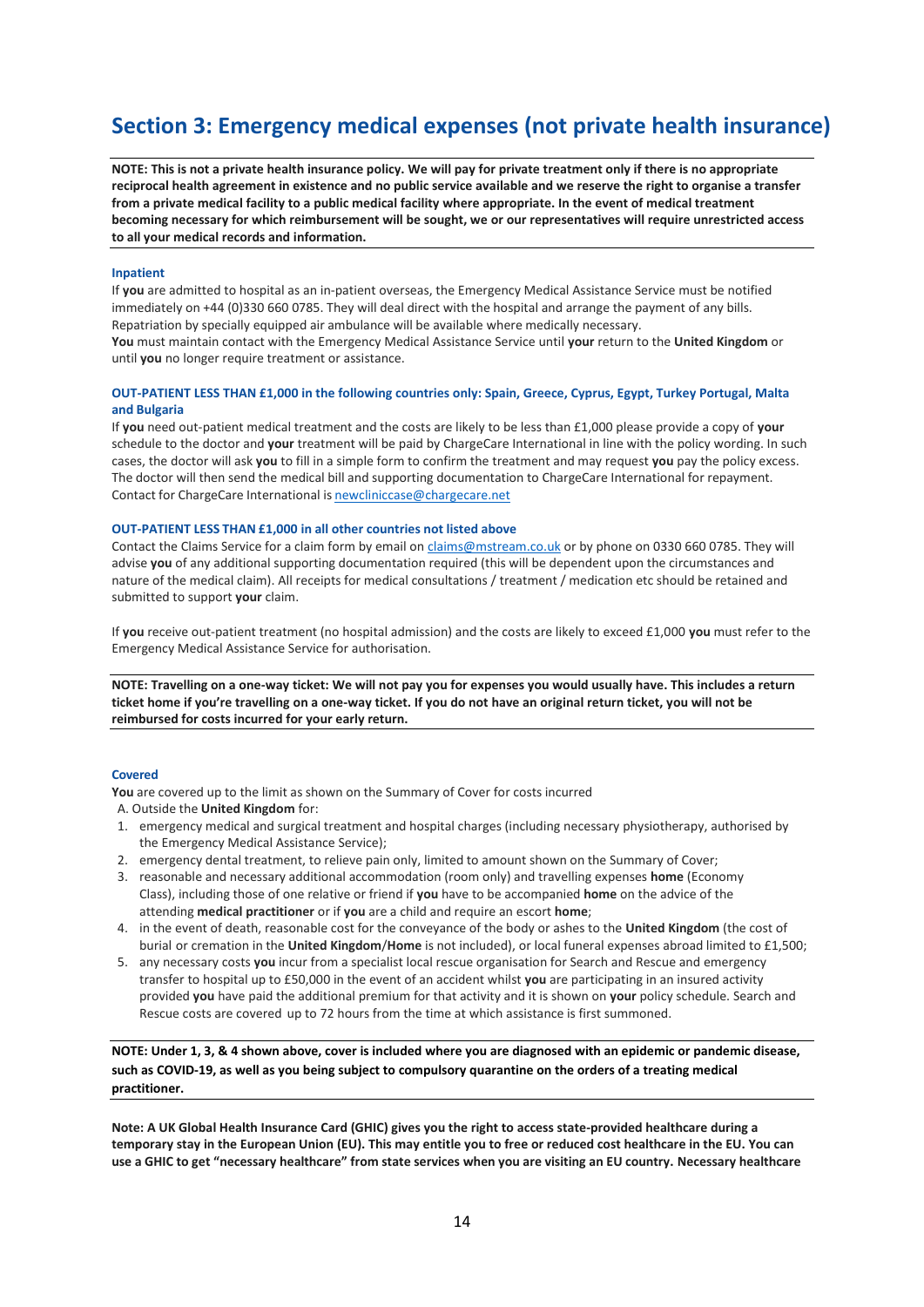## Section 3: Emergency medical expenses (not private health insurance)

**NOTE: This is not a private health insurance policy. We will pay for private treatment only if there is no appropriate reciprocal health agreement in existence and no public service available and we reserve the right to organise a transfer from a private medical facility to a public medical facility where appropriate. In the event of medical treatment becoming necessary for which reimbursement will be sought, we or our representatives will require unrestricted access to all your medical records and information.**

### Inpatient

If **you** are admitted to hospital as an in-patient overseas, the Emergency Medical Assistance Service must be notified immediately on +44 (0)330 660 0785. They will deal direct with the hospital and arrange the payment of any bills. Repatriation by specially equipped air ambulance will be available where medically necessary.

**You** must maintain contact with the Emergency Medical Assistance Service until **your** return to the **United Kingdom** or until **you** no longer require treatment or assistance.

### OUT-PATIENT LESS THAN £1,000 in the following countries only: Spain, Greece, Cyprus, Egypt, Turkey Portugal, Malta and Bulgaria

If **you** need out-patient medical treatment and the costs are likely to be less than £1,000 please provide a copy of **your** schedule to the doctor and **your** treatment will be paid by ChargeCare International in line with the policy wording. In such cases, the doctor will ask **you** to fill in a simple form to confirm the treatment and may request **you** pay the policy excess. The doctor will then send the medical bill and supporting documentation to ChargeCare International for repayment. Contact for ChargeCare International is newcliniccase@chargecare.net

### OUT-PATIENT LESS THAN £1,000 in all other countries not listed above

Contact the Claims Service for a claim form by email on claims@mstream.co.uk or by phone on 0330 660 0785. They will advise **you** of any additional supporting documentation required (this will be dependent upon the circumstances and nature of the medical claim). All receipts for medical consultations / treatment / medication etc should be retained and submitted to support **your** claim.

If **you** receive out-patient treatment (no hospital admission) and the costs are likely to exceed £1,000 **you** must refer to the Emergency Medical Assistance Service for authorisation.

**NOTE: Travelling on a one-way ticket: We will not pay you for expenses you would usually have. This includes a return ticket home if you're travelling on a one-way ticket. If you do not have an original return ticket, you will not be reimbursed for costs incurred for your early return.**

### Covered

**You** are covered up to the limit as shown on the Summary of Cover for costs incurred

A. Outside the **United Kingdom** for:

1. emergency medical and surgical treatment and hospital charges (including necessary physiotherapy, authorised by the Emergency Medical Assistance Service);
2. emergency dental treatment, to relieve pain only, limited to amount shown on the Summary of Cover;
3. reasonable and necessary additional accommodation (room only) and travelling expenses **home** (Economy Class), including those of one relative or friend if **you** have to be accompanied **home** on the advice of the attending **medical practitioner** or if **you** are a child and require an escort **home**;
4. in the event of death, reasonable cost for the conveyance of the body or ashes to the **United Kingdom** (the cost of burial or cremation in the **United Kingdom**/**Home** is not included), or local funeral expenses abroad limited to £1,500;
5. any necessary costs **you** incur from a specialist local rescue organisation for Search and Rescue and emergency transfer to hospital up to £50,000 in the event of an accident whilst **you** are participating in an insured activity provided **you** have paid the additional premium for that activity and it is shown on **your** policy schedule. Search and Rescue costs are covered up to 72 hours from the time at which assistance is first summoned.

**NOTE: Under 1, 3, & 4 shown above, cover is included where you are diagnosed with an epidemic or pandemic disease, such as COVID-19, as well as you being subject to compulsory quarantine on the orders of a treating medical practitioner.**

**Note: A UK Global Health Insurance Card (GHIC) gives you the right to access state-provided healthcare during a temporary stay in the European Union (EU). This may entitle you to free or reduced cost healthcare in the EU. You can use a GHIC to get "necessary healthcare" from state services when you are visiting an EU country. Necessary healthcare**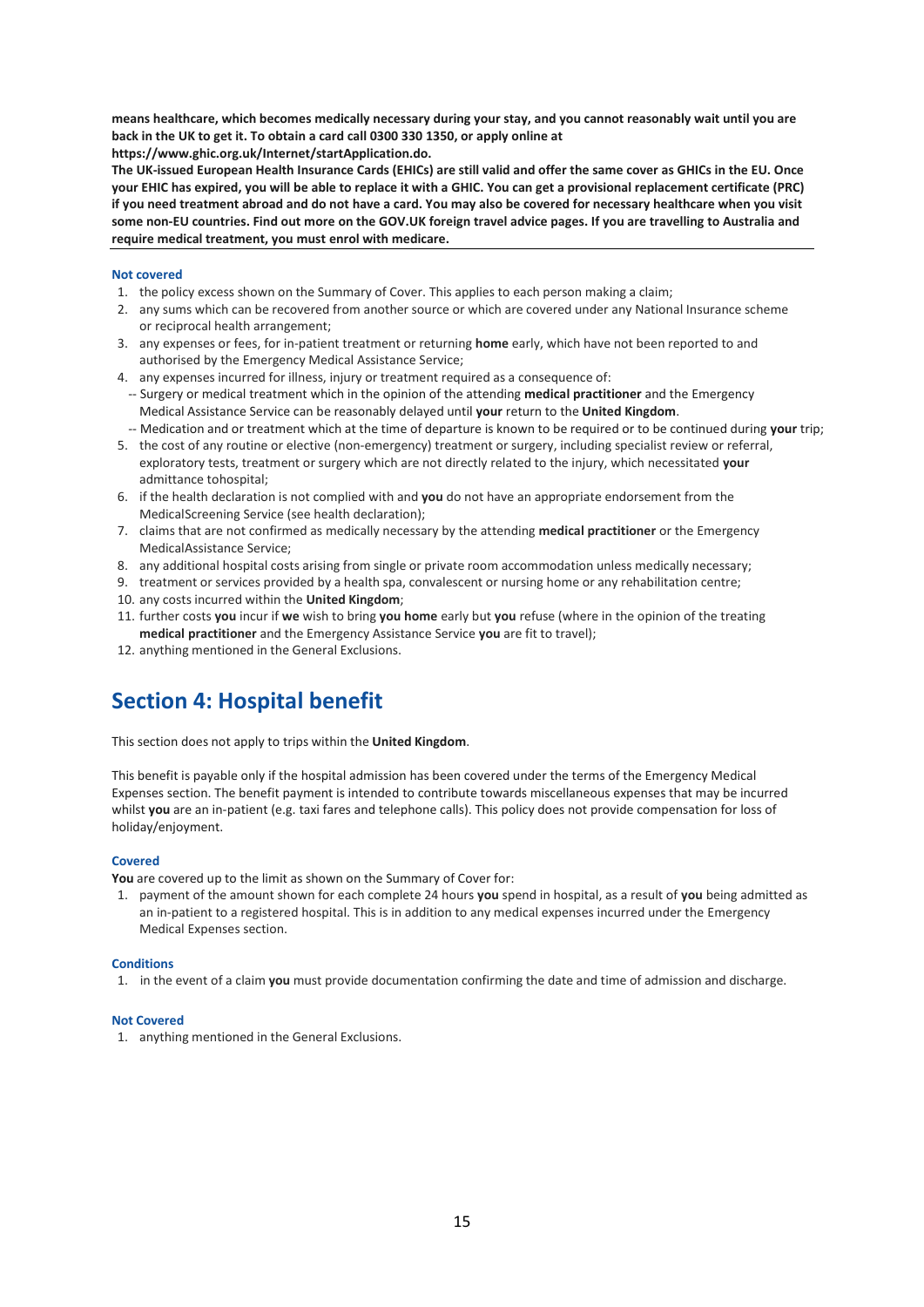**means healthcare, which becomes medically necessary during your stay, and you cannot reasonably wait until you are back in the UK to get it. To obtain a card call 0300 330 1350, or apply online at https://www.ghic.org.uk/Internet/startApplication.do.**

**The UK-issued European Health Insurance Cards (EHICs) are still valid and offer the same cover as GHICs in the EU. Once your EHIC has expired, you will be able to replace it with a GHIC. You can get a provisional replacement certificate (PRC) if you need treatment abroad and do not have a card. You may also be covered for necessary healthcare when you visit some non-EU countries. Find out more on the GOV.UK foreign travel advice pages. If you are travelling to Australia and require medical treatment, you must enrol with medicare.**

---

#### Not covered

1. the policy excess shown on the Summary of Cover. This applies to each person making a claim;
2. any sums which can be recovered from another source or which are covered under any National Insurance scheme or reciprocal health arrangement;
3. any expenses or fees, for in-patient treatment or returning **home** early, which have not been reported to and authorised by the Emergency Medical Assistance Service;
4. any expenses incurred for illness, injury or treatment required as a consequence of:
   -- Surgery or medical treatment which in the opinion of the attending **medical practitioner** and the Emergency Medical Assistance Service can be reasonably delayed until **your** return to the **United Kingdom**.
   -- Medication and or treatment which at the time of departure is known to be required or to be continued during **your** trip;
5. the cost of any routine or elective (non-emergency) treatment or surgery, including specialist review or referral, exploratory tests, treatment or surgery which are not directly related to the injury, which necessitated **your** admittance tohospital;
6. if the health declaration is not complied with and **you** do not have an appropriate endorsement from the MedicalScreening Service (see health declaration);
7. claims that are not confirmed as medically necessary by the attending **medical practitioner** or the Emergency MedicalAssistance Service;
8. any additional hospital costs arising from single or private room accommodation unless medically necessary;
9. treatment or services provided by a health spa, convalescent or nursing home or any rehabilitation centre;
10. any costs incurred within the **United Kingdom**;
11. further costs **you** incur if **we** wish to bring **you home** early but **you** refuse (where in the opinion of the treating **medical practitioner** and the Emergency Assistance Service **you** are fit to travel);
12. anything mentioned in the General Exclusions.

## Section 4: Hospital benefit

This section does not apply to trips within the **United Kingdom**.

This benefit is payable only if the hospital admission has been covered under the terms of the Emergency Medical Expenses section. The benefit payment is intended to contribute towards miscellaneous expenses that may be incurred whilst **you** are an in-patient (e.g. taxi fares and telephone calls). This policy does not provide compensation for loss of holiday/enjoyment.

#### Covered

**You** are covered up to the limit as shown on the Summary of Cover for:

1. payment of the amount shown for each complete 24 hours **you** spend in hospital, as a result of **you** being admitted as an in-patient to a registered hospital. This is in addition to any medical expenses incurred under the Emergency Medical Expenses section.

#### Conditions

1. in the event of a claim **you** must provide documentation confirming the date and time of admission and discharge.

#### Not Covered

1. anything mentioned in the General Exclusions.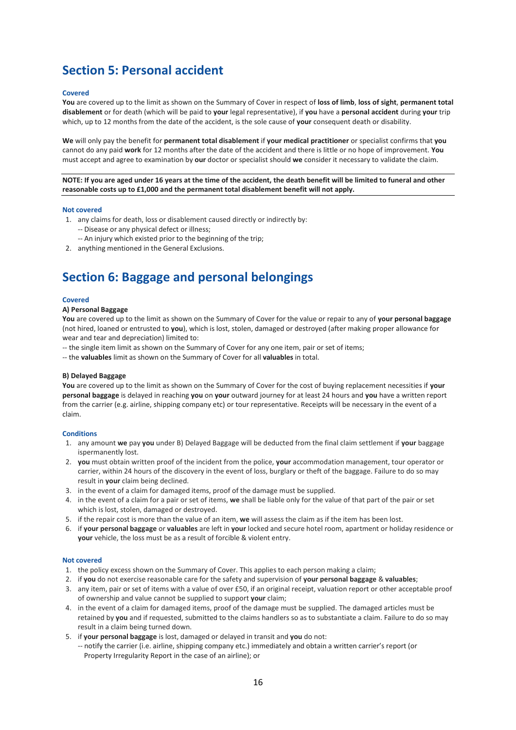## Section 5: Personal accident

### Covered

**You** are covered up to the limit as shown on the Summary of Cover in respect of **loss of limb**, **loss of sight**, **permanent total disablement** or for death (which will be paid to **your** legal representative), if **you** have a **personal accident** during **your** trip which, up to 12 months from the date of the accident, is the sole cause of **your** consequent death or disability.

**We** will only pay the benefit for **permanent total disablement** if **your medical practitioner** or specialist confirms that **you** cannot do any paid **work** for 12 months after the date of the accident and there is little or no hope of improvement. **You** must accept and agree to examination by **our** doctor or specialist should **we** consider it necessary to validate the claim.

**NOTE: If you are aged under 16 years at the time of the accident, the death benefit will be limited to funeral and other reasonable costs up to £1,000 and the permanent total disablement benefit will not apply.**

### Not covered

1. any claims for death, loss or disablement caused directly or indirectly by:
   -- Disease or any physical defect or illness;
   -- An injury which existed prior to the beginning of the trip;
2. anything mentioned in the General Exclusions.

## Section 6: Baggage and personal belongings

### Covered

**A) Personal Baggage**

**You** are covered up to the limit as shown on the Summary of Cover for the value or repair to any of **your personal baggage** (not hired, loaned or entrusted to **you**), which is lost, stolen, damaged or destroyed (after making proper allowance for wear and tear and depreciation) limited to:

-- the single item limit as shown on the Summary of Cover for any one item, pair or set of items;
-- the **valuables** limit as shown on the Summary of Cover for all **valuables** in total.

**B) Delayed Baggage**

**You** are covered up to the limit as shown on the Summary of Cover for the cost of buying replacement necessities if **your personal baggage** is delayed in reaching **you** on **your** outward journey for at least 24 hours and **you** have a written report from the carrier (e.g. airline, shipping company etc) or tour representative. Receipts will be necessary in the event of a claim.

### Conditions

1. any amount **we** pay **you** under B) Delayed Baggage will be deducted from the final claim settlement if **your** baggage ispermanently lost.
2. **you** must obtain written proof of the incident from the police, **your** accommodation management, tour operator or carrier, within 24 hours of the discovery in the event of loss, burglary or theft of the baggage. Failure to do so may result in **your** claim being declined.
3. in the event of a claim for damaged items, proof of the damage must be supplied.
4. in the event of a claim for a pair or set of items, **we** shall be liable only for the value of that part of the pair or set which is lost, stolen, damaged or destroyed.
5. if the repair cost is more than the value of an item, **we** will assess the claim as if the item has been lost.
6. if **your personal baggage** or **valuables** are left in **your** locked and secure hotel room, apartment or holiday residence or **your** vehicle, the loss must be as a result of forcible & violent entry.

### Not covered

1. the policy excess shown on the Summary of Cover. This applies to each person making a claim;
2. if **you** do not exercise reasonable care for the safety and supervision of **your personal baggage** & **valuables**;
3. any item, pair or set of items with a value of over £50, if an original receipt, valuation report or other acceptable proof of ownership and value cannot be supplied to support **your** claim;
4. in the event of a claim for damaged items, proof of the damage must be supplied. The damaged articles must be retained by **you** and if requested, submitted to the claims handlers so as to substantiate a claim. Failure to do so may result in a claim being turned down.
5. if **your personal baggage** is lost, damaged or delayed in transit and **you** do not:
   -- notify the carrier (i.e. airline, shipping company etc.) immediately and obtain a written carrier's report (or Property Irregularity Report in the case of an airline); or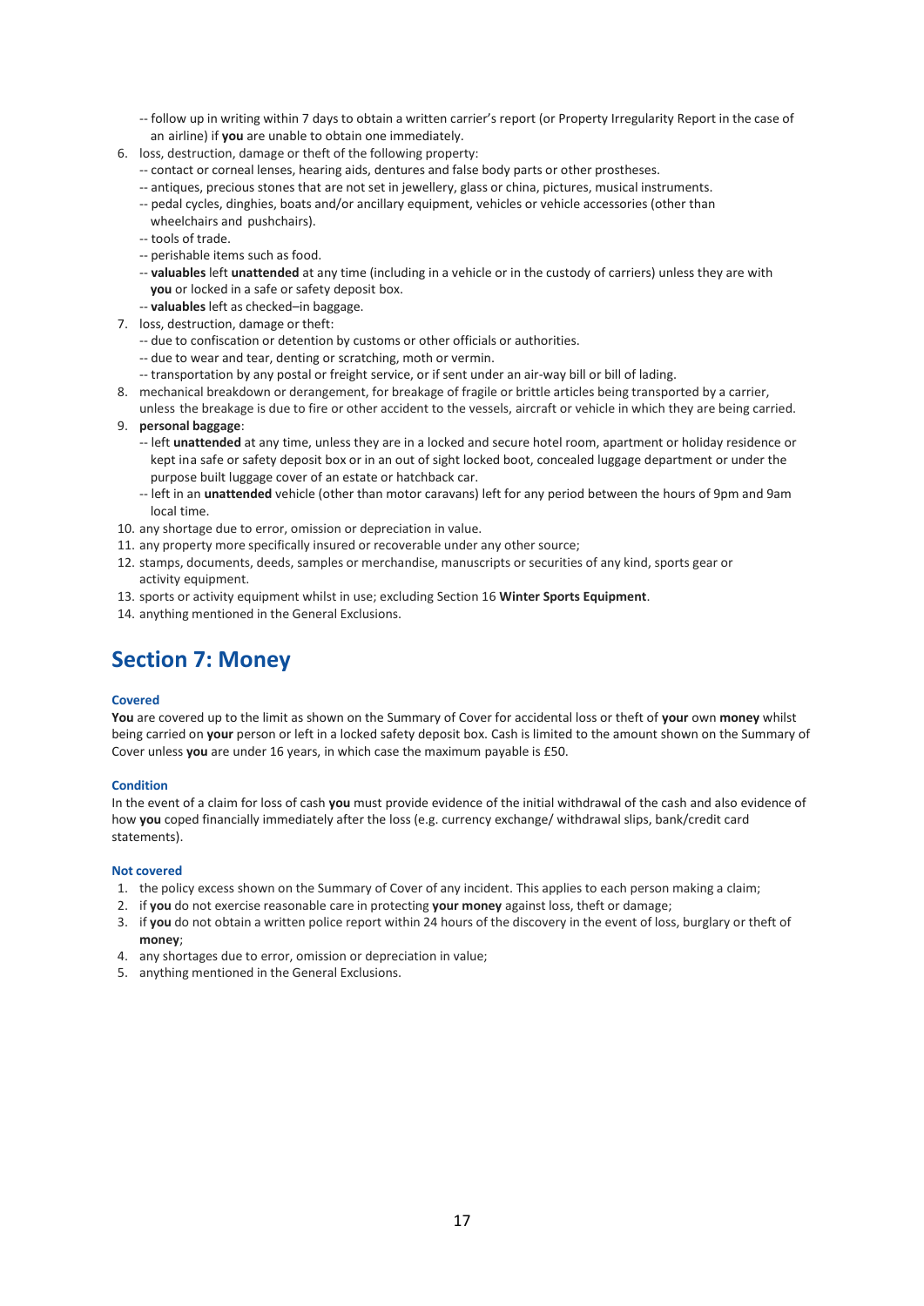- follow up in writing within 7 days to obtain a written carrier's report (or Property Irregularity Report in the case of an airline) if **you** are unable to obtain one immediately.

6. loss, destruction, damage or theft of the following property:
   - contact or corneal lenses, hearing aids, dentures and false body parts or other prostheses.
   - antiques, precious stones that are not set in jewellery, glass or china, pictures, musical instruments.
   - pedal cycles, dinghies, boats and/or ancillary equipment, vehicles or vehicle accessories (other than wheelchairs and pushchairs).
   - tools of trade.
   - perishable items such as food.
   - **valuables** left **unattended** at any time (including in a vehicle or in the custody of carriers) unless they are with **you** or locked in a safe or safety deposit box.
   - **valuables** left as checked–in baggage.
7. loss, destruction, damage or theft:
   - due to confiscation or detention by customs or other officials or authorities.
   - due to wear and tear, denting or scratching, moth or vermin.
   - transportation by any postal or freight service, or if sent under an air-way bill or bill of lading.
8. mechanical breakdown or derangement, for breakage of fragile or brittle articles being transported by a carrier, unless the breakage is due to fire or other accident to the vessels, aircraft or vehicle in which they are being carried.
9. **personal baggage**:
   - left **unattended** at any time, unless they are in a locked and secure hotel room, apartment or holiday residence or kept ina safe or safety deposit box or in an out of sight locked boot, concealed luggage department or under the purpose built luggage cover of an estate or hatchback car.
   - left in an **unattended** vehicle (other than motor caravans) left for any period between the hours of 9pm and 9am local time.
10. any shortage due to error, omission or depreciation in value.
11. any property more specifically insured or recoverable under any other source;
12. stamps, documents, deeds, samples or merchandise, manuscripts or securities of any kind, sports gear or activity equipment.
13. sports or activity equipment whilst in use; excluding Section 16 **Winter Sports Equipment**.
14. anything mentioned in the General Exclusions.

## Section 7: Money

#### Covered

**You** are covered up to the limit as shown on the Summary of Cover for accidental loss or theft of **your** own **money** whilst being carried on **your** person or left in a locked safety deposit box. Cash is limited to the amount shown on the Summary of Cover unless **you** are under 16 years, in which case the maximum payable is £50.

#### Condition

In the event of a claim for loss of cash **you** must provide evidence of the initial withdrawal of the cash and also evidence of how **you** coped financially immediately after the loss (e.g. currency exchange/ withdrawal slips, bank/credit card statements).

#### Not covered

1. the policy excess shown on the Summary of Cover of any incident. This applies to each person making a claim;
2. if **you** do not exercise reasonable care in protecting **your money** against loss, theft or damage;
3. if **you** do not obtain a written police report within 24 hours of the discovery in the event of loss, burglary or theft of **money**;
4. any shortages due to error, omission or depreciation in value;
5. anything mentioned in the General Exclusions.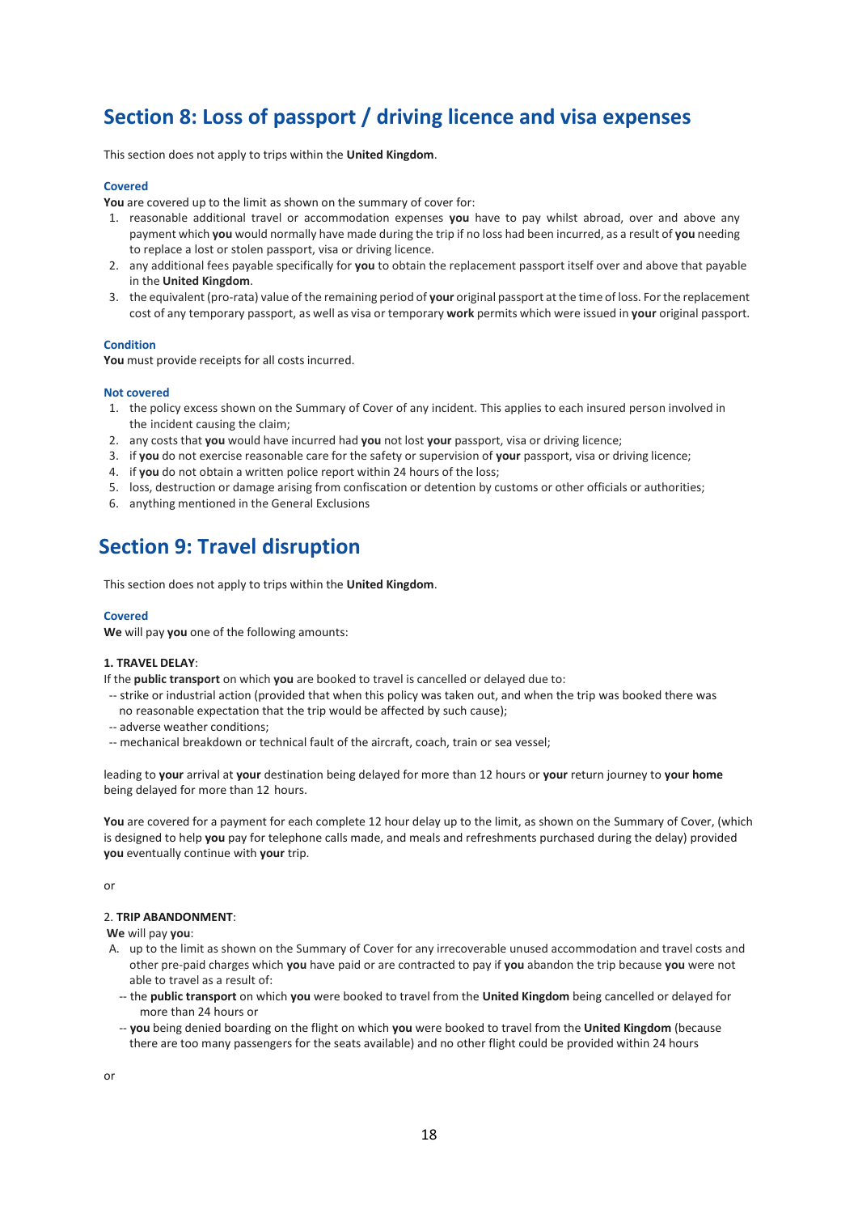## Section 8: Loss of passport / driving licence and visa expenses

This section does not apply to trips within the **United Kingdom**.

#### Covered

**You** are covered up to the limit as shown on the summary of cover for:

1. reasonable additional travel or accommodation expenses **you** have to pay whilst abroad, over and above any payment which **you** would normally have made during the trip if no loss had been incurred, as a result of **you** needing to replace a lost or stolen passport, visa or driving licence.
2. any additional fees payable specifically for **you** to obtain the replacement passport itself over and above that payable in the **United Kingdom**.
3. the equivalent (pro-rata) value of the remaining period of **your** original passport at the time of loss. For the replacement cost of any temporary passport, as well as visa or temporary **work** permits which were issued in **your** original passport.

#### Condition

**You** must provide receipts for all costs incurred.

#### Not covered

1. the policy excess shown on the Summary of Cover of any incident. This applies to each insured person involved in the incident causing the claim;
2. any costs that **you** would have incurred had **you** not lost **your** passport, visa or driving licence;
3. if **you** do not exercise reasonable care for the safety or supervision of **your** passport, visa or driving licence;
4. if **you** do not obtain a written police report within 24 hours of the loss;
5. loss, destruction or damage arising from confiscation or detention by customs or other officials or authorities;
6. anything mentioned in the General Exclusions

## Section 9: Travel disruption

This section does not apply to trips within the **United Kingdom**.

#### Covered

**We** will pay **you** one of the following amounts:

**1. TRAVEL DELAY**:

If the **public transport** on which **you** are booked to travel is cancelled or delayed due to:

- -- strike or industrial action (provided that when this policy was taken out, and when the trip was booked there was no reasonable expectation that the trip would be affected by such cause);
- -- adverse weather conditions;
- -- mechanical breakdown or technical fault of the aircraft, coach, train or sea vessel;

leading to **your** arrival at **your** destination being delayed for more than 12 hours or **your** return journey to **your home** being delayed for more than 12 hours.

**You** are covered for a payment for each complete 12 hour delay up to the limit, as shown on the Summary of Cover, (which is designed to help **you** pay for telephone calls made, and meals and refreshments purchased during the delay) provided **you** eventually continue with **your** trip.

or

2. **TRIP ABANDONMENT**:

**We** will pay **you**:

A. up to the limit as shown on the Summary of Cover for any irrecoverable unused accommodation and travel costs and other pre-paid charges which **you** have paid or are contracted to pay if **you** abandon the trip because **you** were not able to travel as a result of:
   - -- the **public transport** on which **you** were booked to travel from the **United Kingdom** being cancelled or delayed for more than 24 hours or
   - -- **you** being denied boarding on the flight on which **you** were booked to travel from the **United Kingdom** (because there are too many passengers for the seats available) and no other flight could be provided within 24 hours

or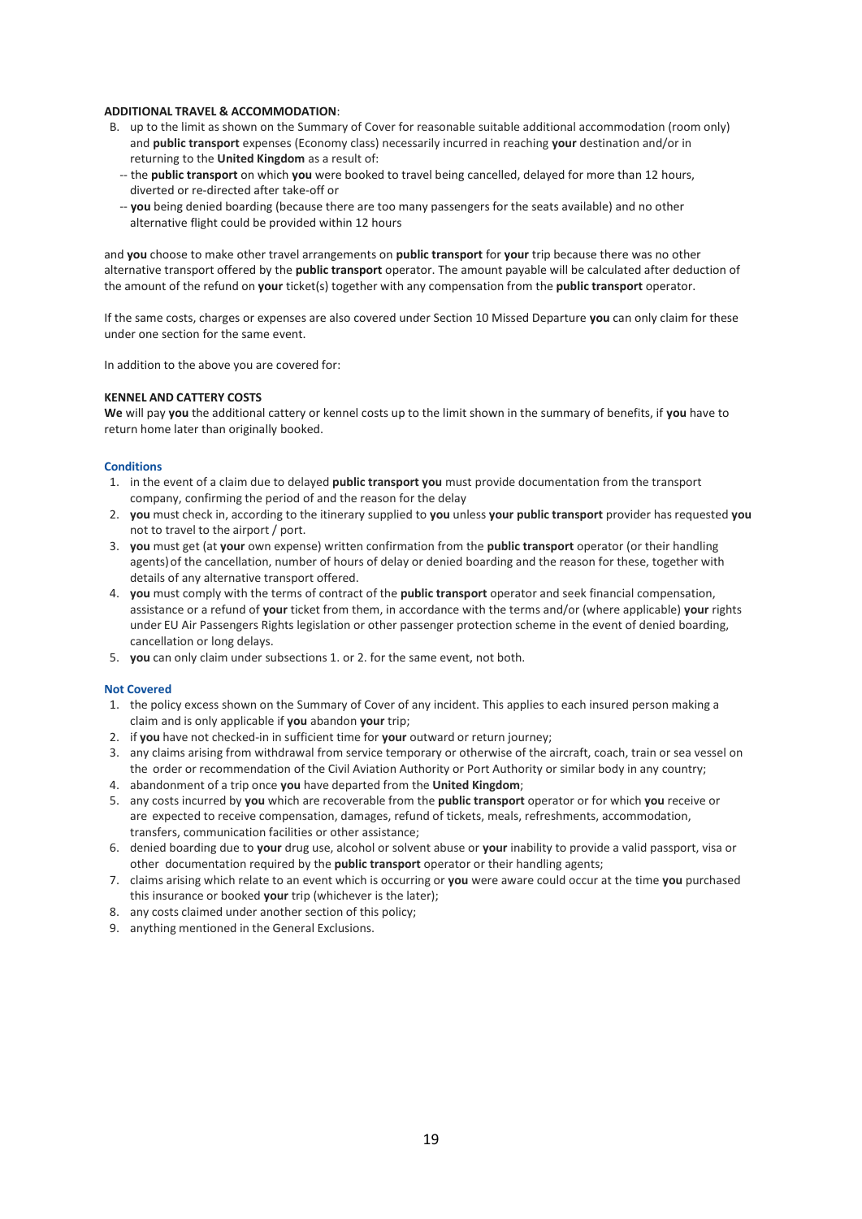**ADDITIONAL TRAVEL & ACCOMMODATION**:

B. up to the limit as shown on the Summary of Cover for reasonable suitable additional accommodation (room only) and **public transport** expenses (Economy class) necessarily incurred in reaching **your** destination and/or in returning to the **United Kingdom** as a result of:

-- the **public transport** on which **you** were booked to travel being cancelled, delayed for more than 12 hours, diverted or re-directed after take-off or

-- **you** being denied boarding (because there are too many passengers for the seats available) and no other alternative flight could be provided within 12 hours

and **you** choose to make other travel arrangements on **public transport** for **your** trip because there was no other alternative transport offered by the **public transport** operator. The amount payable will be calculated after deduction of the amount of the refund on **your** ticket(s) together with any compensation from the **public transport** operator.

If the same costs, charges or expenses are also covered under Section 10 Missed Departure **you** can only claim for these under one section for the same event.

In addition to the above you are covered for:

**KENNEL AND CATTERY COSTS**

**We** will pay **you** the additional cattery or kennel costs up to the limit shown in the summary of benefits, if **you** have to return home later than originally booked.

**Conditions**

1. in the event of a claim due to delayed **public transport you** must provide documentation from the transport company, confirming the period of and the reason for the delay
2. **you** must check in, according to the itinerary supplied to **you** unless **your public transport** provider has requested **you** not to travel to the airport / port.
3. **you** must get (at **your** own expense) written confirmation from the **public transport** operator (or their handling agents) of the cancellation, number of hours of delay or denied boarding and the reason for these, together with details of any alternative transport offered.
4. **you** must comply with the terms of contract of the **public transport** operator and seek financial compensation, assistance or a refund of **your** ticket from them, in accordance with the terms and/or (where applicable) **your** rights under EU Air Passengers Rights legislation or other passenger protection scheme in the event of denied boarding, cancellation or long delays.
5. **you** can only claim under subsections 1. or 2. for the same event, not both.

**Not Covered**

1. the policy excess shown on the Summary of Cover of any incident. This applies to each insured person making a claim and is only applicable if **you** abandon **your** trip;
2. if **you** have not checked-in in sufficient time for **your** outward or return journey;
3. any claims arising from withdrawal from service temporary or otherwise of the aircraft, coach, train or sea vessel on the order or recommendation of the Civil Aviation Authority or Port Authority or similar body in any country;
4. abandonment of a trip once **you** have departed from the **United Kingdom**;
5. any costs incurred by **you** which are recoverable from the **public transport** operator or for which **you** receive or are expected to receive compensation, damages, refund of tickets, meals, refreshments, accommodation, transfers, communication facilities or other assistance;
6. denied boarding due to **your** drug use, alcohol or solvent abuse or **your** inability to provide a valid passport, visa or other documentation required by the **public transport** operator or their handling agents;
7. claims arising which relate to an event which is occurring or **you** were aware could occur at the time **you** purchased this insurance or booked **your** trip (whichever is the later);
8. any costs claimed under another section of this policy;
9. anything mentioned in the General Exclusions.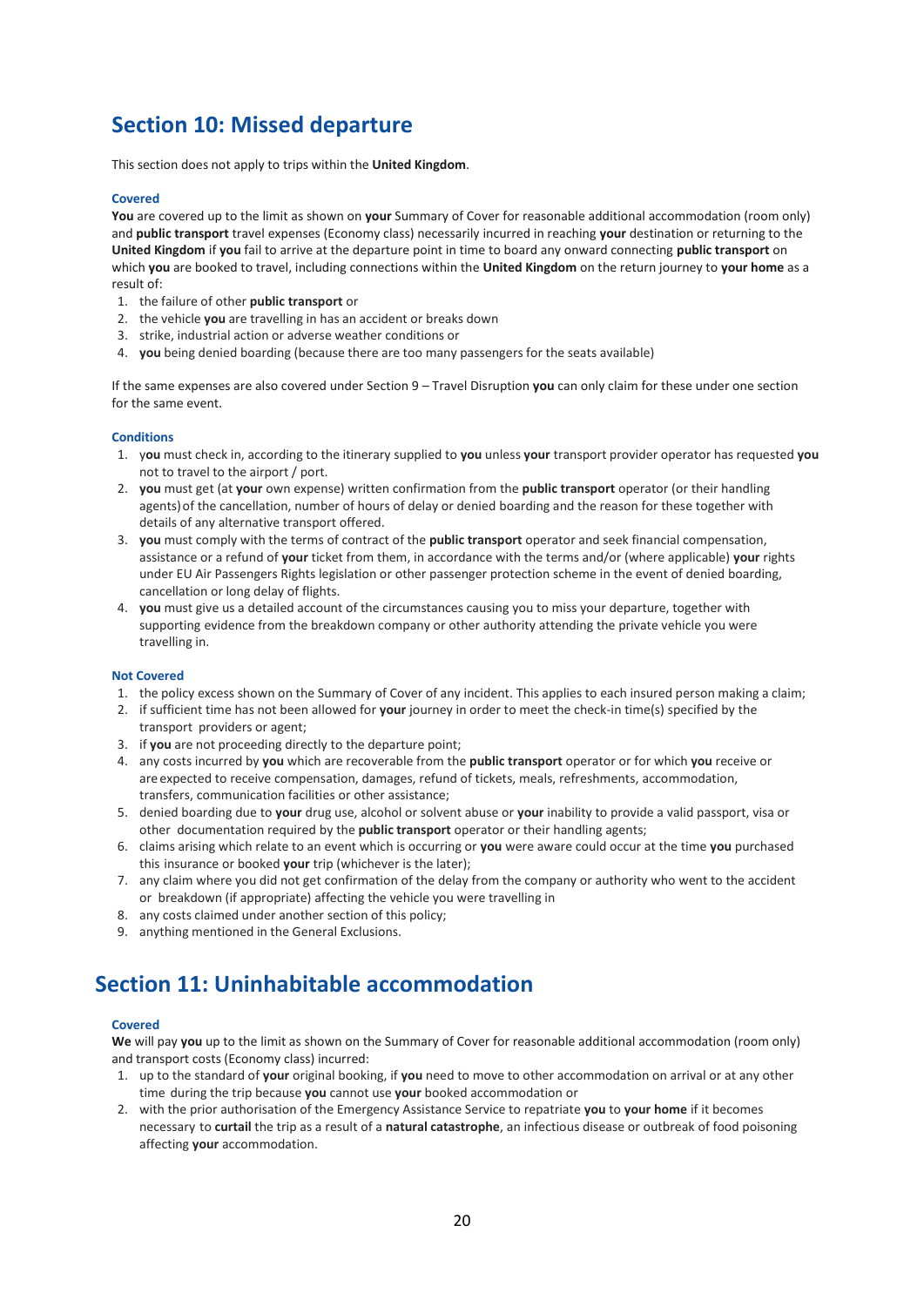## Section 10: Missed departure

This section does not apply to trips within the **United Kingdom**.

### Covered

**You** are covered up to the limit as shown on **your** Summary of Cover for reasonable additional accommodation (room only) and **public transport** travel expenses (Economy class) necessarily incurred in reaching **your** destination or returning to the **United Kingdom** if **you** fail to arrive at the departure point in time to board any onward connecting **public transport** on which **you** are booked to travel, including connections within the **United Kingdom** on the return journey to **your home** as a result of:

1. the failure of other **public transport** or
2. the vehicle **you** are travelling in has an accident or breaks down
3. strike, industrial action or adverse weather conditions or
4. **you** being denied boarding (because there are too many passengers for the seats available)

If the same expenses are also covered under Section 9 – Travel Disruption **you** can only claim for these under one section for the same event.

### Conditions

1. y**ou** must check in, according to the itinerary supplied to **you** unless **your** transport provider operator has requested **you** not to travel to the airport / port.
2. **you** must get (at **your** own expense) written confirmation from the **public transport** operator (or their handling agents) of the cancellation, number of hours of delay or denied boarding and the reason for these together with details of any alternative transport offered.
3. **you** must comply with the terms of contract of the **public transport** operator and seek financial compensation, assistance or a refund of **your** ticket from them, in accordance with the terms and/or (where applicable) **your** rights under EU Air Passengers Rights legislation or other passenger protection scheme in the event of denied boarding, cancellation or long delay of flights.
4. **you** must give us a detailed account of the circumstances causing you to miss your departure, together with supporting evidence from the breakdown company or other authority attending the private vehicle you were travelling in.

### Not Covered

1. the policy excess shown on the Summary of Cover of any incident. This applies to each insured person making a claim;
2. if sufficient time has not been allowed for **your** journey in order to meet the check-in time(s) specified by the transport providers or agent;
3. if **you** are not proceeding directly to the departure point;
4. any costs incurred by **you** which are recoverable from the **public transport** operator or for which **you** receive or are expected to receive compensation, damages, refund of tickets, meals, refreshments, accommodation, transfers, communication facilities or other assistance;
5. denied boarding due to **your** drug use, alcohol or solvent abuse or **your** inability to provide a valid passport, visa or other documentation required by the **public transport** operator or their handling agents;
6. claims arising which relate to an event which is occurring or **you** were aware could occur at the time **you** purchased this insurance or booked **your** trip (whichever is the later);
7. any claim where you did not get confirmation of the delay from the company or authority who went to the accident or breakdown (if appropriate) affecting the vehicle you were travelling in
8. any costs claimed under another section of this policy;
9. anything mentioned in the General Exclusions.

## Section 11: Uninhabitable accommodation

### Covered

**We** will pay **you** up to the limit as shown on the Summary of Cover for reasonable additional accommodation (room only) and transport costs (Economy class) incurred:

1. up to the standard of **your** original booking, if **you** need to move to other accommodation on arrival or at any other time during the trip because **you** cannot use **your** booked accommodation or
2. with the prior authorisation of the Emergency Assistance Service to repatriate **you** to **your home** if it becomes necessary to **curtail** the trip as a result of a **natural catastrophe**, an infectious disease or outbreak of food poisoning affecting **your** accommodation.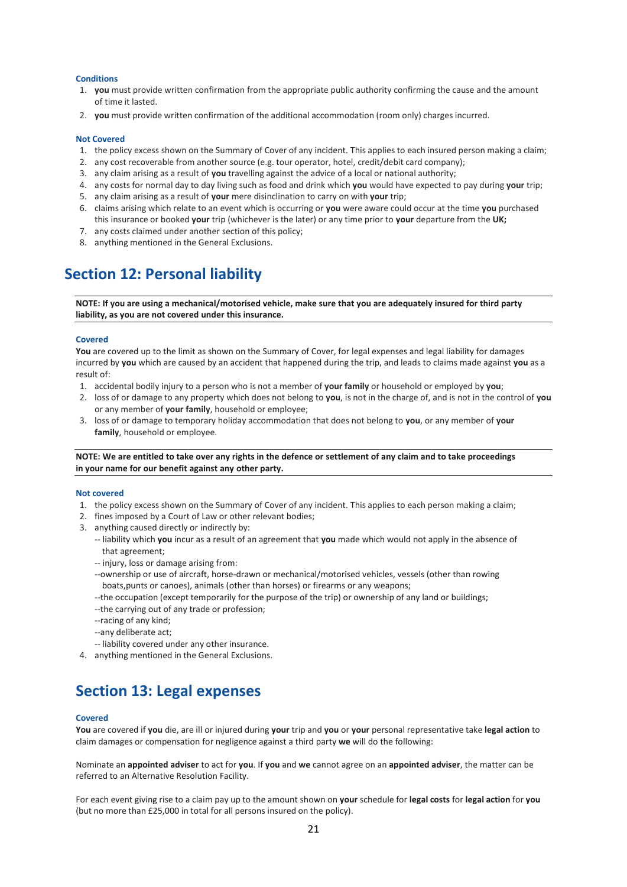#### Conditions

1. **you** must provide written confirmation from the appropriate public authority confirming the cause and the amount of time it lasted.
2. **you** must provide written confirmation of the additional accommodation (room only) charges incurred.

#### Not Covered

1. the policy excess shown on the Summary of Cover of any incident. This applies to each insured person making a claim;
2. any cost recoverable from another source (e.g. tour operator, hotel, credit/debit card company);
3. any claim arising as a result of **you** travelling against the advice of a local or national authority;
4. any costs for normal day to day living such as food and drink which **you** would have expected to pay during **your** trip;
5. any claim arising as a result of **your** mere disinclination to carry on with **your** trip;
6. claims arising which relate to an event which is occurring or **you** were aware could occur at the time **you** purchased this insurance or booked **your** trip (whichever is the later) or any time prior to **your** departure from the **UK;**
7. any costs claimed under another section of this policy;
8. anything mentioned in the General Exclusions.

## Section 12: Personal liability

**NOTE: If you are using a mechanical/motorised vehicle, make sure that you are adequately insured for third party liability, as you are not covered under this insurance.**

#### Covered

**You** are covered up to the limit as shown on the Summary of Cover, for legal expenses and legal liability for damages incurred by **you** which are caused by an accident that happened during the trip, and leads to claims made against **you** as a result of:

1. accidental bodily injury to a person who is not a member of **your family** or household or employed by **you**;
2. loss of or damage to any property which does not belong to **you**, is not in the charge of, and is not in the control of **you** or any member of **your family**, household or employee;
3. loss of or damage to temporary holiday accommodation that does not belong to **you**, or any member of **your family**, household or employee.

**NOTE: We are entitled to take over any rights in the defence or settlement of any claim and to take proceedings in your name for our benefit against any other party.**

#### Not covered

1. the policy excess shown on the Summary of Cover of any incident. This applies to each person making a claim;
2. fines imposed by a Court of Law or other relevant bodies;
3. anything caused directly or indirectly by:
   -- liability which **you** incur as a result of an agreement that **you** made which would not apply in the absence of that agreement;
   -- injury, loss or damage arising from:
   --ownership or use of aircraft, horse-drawn or mechanical/motorised vehicles, vessels (other than rowing boats,punts or canoes), animals (other than horses) or firearms or any weapons;
   --the occupation (except temporarily for the purpose of the trip) or ownership of any land or buildings;
   --the carrying out of any trade or profession;
   --racing of any kind;
   --any deliberate act;
   -- liability covered under any other insurance.
4. anything mentioned in the General Exclusions.

## Section 13: Legal expenses

#### Covered

**You** are covered if **you** die, are ill or injured during **your** trip and **you** or **your** personal representative take **legal action** to claim damages or compensation for negligence against a third party **we** will do the following:

Nominate an **appointed adviser** to act for **you**. If **you** and **we** cannot agree on an **appointed adviser**, the matter can be referred to an Alternative Resolution Facility.

For each event giving rise to a claim pay up to the amount shown on **your** schedule for **legal costs** for **legal action** for **you** (but no more than £25,000 in total for all persons insured on the policy).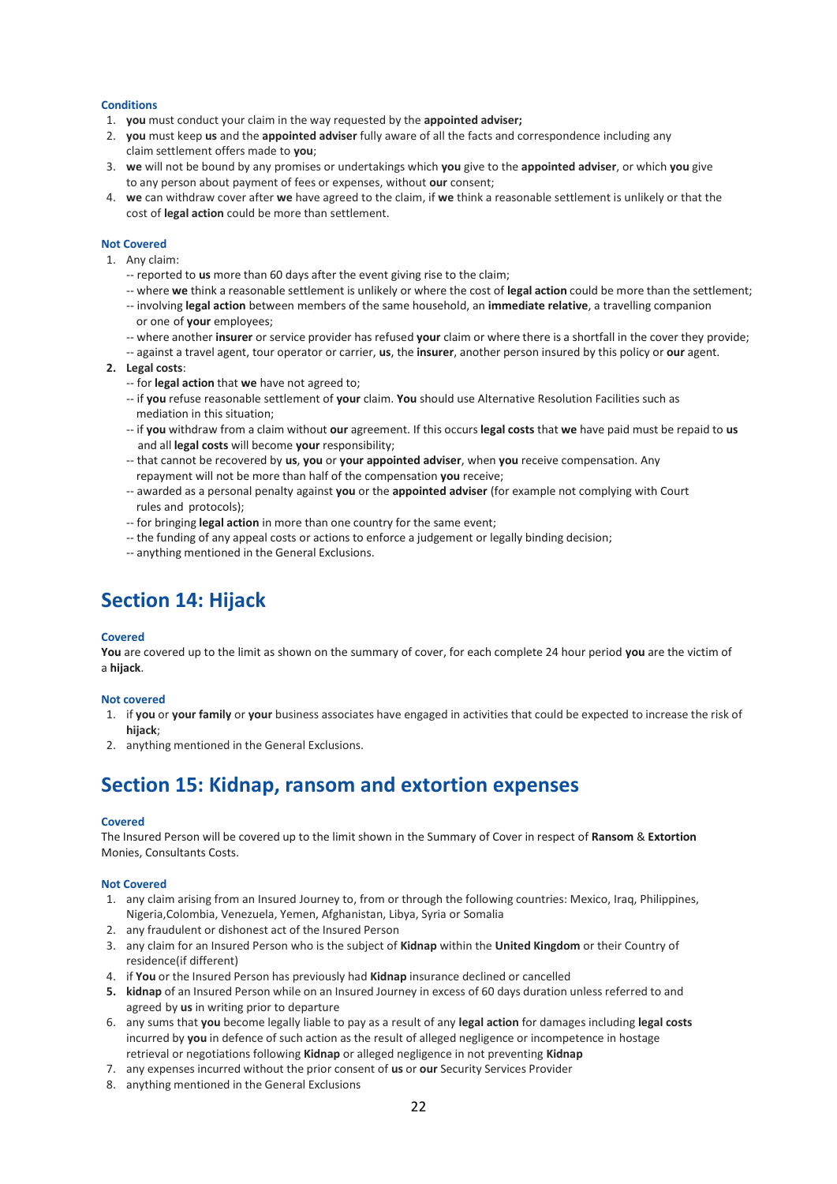### Conditions

1. **you** must conduct your claim in the way requested by the **appointed adviser;**
2. **you** must keep **us** and the **appointed adviser** fully aware of all the facts and correspondence including any claim settlement offers made to **you**;
3. **we** will not be bound by any promises or undertakings which **you** give to the **appointed adviser**, or which **you** give to any person about payment of fees or expenses, without **our** consent;
4. **we** can withdraw cover after **we** have agreed to the claim, if **we** think a reasonable settlement is unlikely or that the cost of **legal action** could be more than settlement.

### Not Covered

1. Any claim:
   - -- reported to **us** more than 60 days after the event giving rise to the claim;
   - -- where **we** think a reasonable settlement is unlikely or where the cost of **legal action** could be more than the settlement;
   - -- involving **legal action** between members of the same household, an **immediate relative**, a travelling companion or one of **your** employees;
   - -- where another **insurer** or service provider has refused **your** claim or where there is a shortfall in the cover they provide;
   - -- against a travel agent, tour operator or carrier, **us**, the **insurer**, another person insured by this policy or **our** agent.
2. **Legal costs**:
   - -- for **legal action** that **we** have not agreed to;
   - -- if **you** refuse reasonable settlement of **your** claim. **You** should use Alternative Resolution Facilities such as mediation in this situation;
   - -- if **you** withdraw from a claim without **our** agreement. If this occurs **legal costs** that **we** have paid must be repaid to **us** and all **legal costs** will become **your** responsibility;
   - -- that cannot be recovered by **us**, **you** or **your appointed adviser**, when **you** receive compensation. Any repayment will not be more than half of the compensation **you** receive;
   - -- awarded as a personal penalty against **you** or the **appointed adviser** (for example not complying with Court rules and protocols);
   - -- for bringing **legal action** in more than one country for the same event;
   - -- the funding of any appeal costs or actions to enforce a judgement or legally binding decision;
   - -- anything mentioned in the General Exclusions.

## Section 14: Hijack

### Covered

**You** are covered up to the limit as shown on the summary of cover, for each complete 24 hour period **you** are the victim of a **hijack**.

### Not covered

1. if **you** or **your family** or **your** business associates have engaged in activities that could be expected to increase the risk of **hijack**;
2. anything mentioned in the General Exclusions.

## Section 15: Kidnap, ransom and extortion expenses

### Covered

The Insured Person will be covered up to the limit shown in the Summary of Cover in respect of **Ransom** & **Extortion** Monies, Consultants Costs.

### Not Covered

1. any claim arising from an Insured Journey to, from or through the following countries: Mexico, Iraq, Philippines, Nigeria,Colombia, Venezuela, Yemen, Afghanistan, Libya, Syria or Somalia
2. any fraudulent or dishonest act of the Insured Person
3. any claim for an Insured Person who is the subject of **Kidnap** within the **United Kingdom** or their Country of residence(if different)
4. if **You** or the Insured Person has previously had **Kidnap** insurance declined or cancelled
5. **kidnap** of an Insured Person while on an Insured Journey in excess of 60 days duration unless referred to and agreed by **us** in writing prior to departure
6. any sums that **you** become legally liable to pay as a result of any **legal action** for damages including **legal costs** incurred by **you** in defence of such action as the result of alleged negligence or incompetence in hostage retrieval or negotiations following **Kidnap** or alleged negligence in not preventing **Kidnap**
7. any expenses incurred without the prior consent of **us** or **our** Security Services Provider
8. anything mentioned in the General Exclusions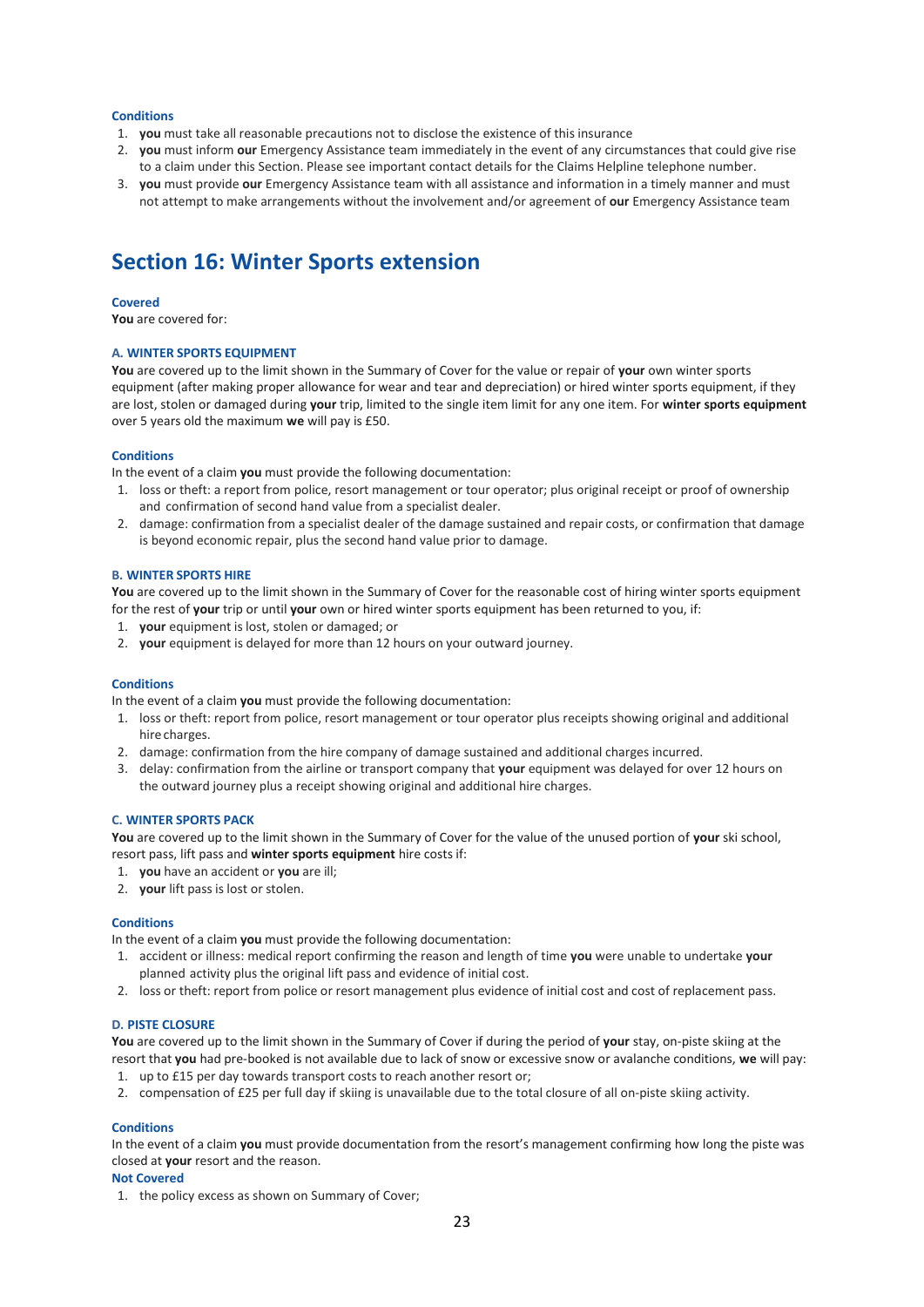### Conditions

1. **you** must take all reasonable precautions not to disclose the existence of this insurance
2. **you** must inform **our** Emergency Assistance team immediately in the event of any circumstances that could give rise to a claim under this Section. Please see important contact details for the Claims Helpline telephone number.
3. **you** must provide **our** Emergency Assistance team with all assistance and information in a timely manner and must not attempt to make arrangements without the involvement and/or agreement of **our** Emergency Assistance team

## Section 16: Winter Sports extension

### Covered

**You** are covered for:

#### A. WINTER SPORTS EQUIPMENT

**You** are covered up to the limit shown in the Summary of Cover for the value or repair of **your** own winter sports equipment (after making proper allowance for wear and tear and depreciation) or hired winter sports equipment, if they are lost, stolen or damaged during **your** trip, limited to the single item limit for any one item. For **winter sports equipment** over 5 years old the maximum **we** will pay is £50.

#### Conditions

In the event of a claim **you** must provide the following documentation:

1. loss or theft: a report from police, resort management or tour operator; plus original receipt or proof of ownership and confirmation of second hand value from a specialist dealer.
2. damage: confirmation from a specialist dealer of the damage sustained and repair costs, or confirmation that damage is beyond economic repair, plus the second hand value prior to damage.

#### B. WINTER SPORTS HIRE

**You** are covered up to the limit shown in the Summary of Cover for the reasonable cost of hiring winter sports equipment for the rest of **your** trip or until **your** own or hired winter sports equipment has been returned to you, if:

1. **your** equipment is lost, stolen or damaged; or
2. **your** equipment is delayed for more than 12 hours on your outward journey.

#### Conditions

In the event of a claim **you** must provide the following documentation:

1. loss or theft: report from police, resort management or tour operator plus receipts showing original and additional hire charges.
2. damage: confirmation from the hire company of damage sustained and additional charges incurred.
3. delay: confirmation from the airline or transport company that **your** equipment was delayed for over 12 hours on the outward journey plus a receipt showing original and additional hire charges.

#### C. WINTER SPORTS PACK

**You** are covered up to the limit shown in the Summary of Cover for the value of the unused portion of **your** ski school, resort pass, lift pass and **winter sports equipment** hire costs if:

1. **you** have an accident or **you** are ill;
2. **your** lift pass is lost or stolen.

#### Conditions

In the event of a claim **you** must provide the following documentation:

1. accident or illness: medical report confirming the reason and length of time **you** were unable to undertake **your** planned activity plus the original lift pass and evidence of initial cost.
2. loss or theft: report from police or resort management plus evidence of initial cost and cost of replacement pass.

#### D. PISTE CLOSURE

**You** are covered up to the limit shown in the Summary of Cover if during the period of **your** stay, on-piste skiing at the resort that **you** had pre-booked is not available due to lack of snow or excessive snow or avalanche conditions, **we** will pay:

1. up to £15 per day towards transport costs to reach another resort or;
2. compensation of £25 per full day if skiing is unavailable due to the total closure of all on-piste skiing activity.

#### Conditions

In the event of a claim **you** must provide documentation from the resort's management confirming how long the piste was closed at **your** resort and the reason.

#### Not Covered

1. the policy excess as shown on Summary of Cover;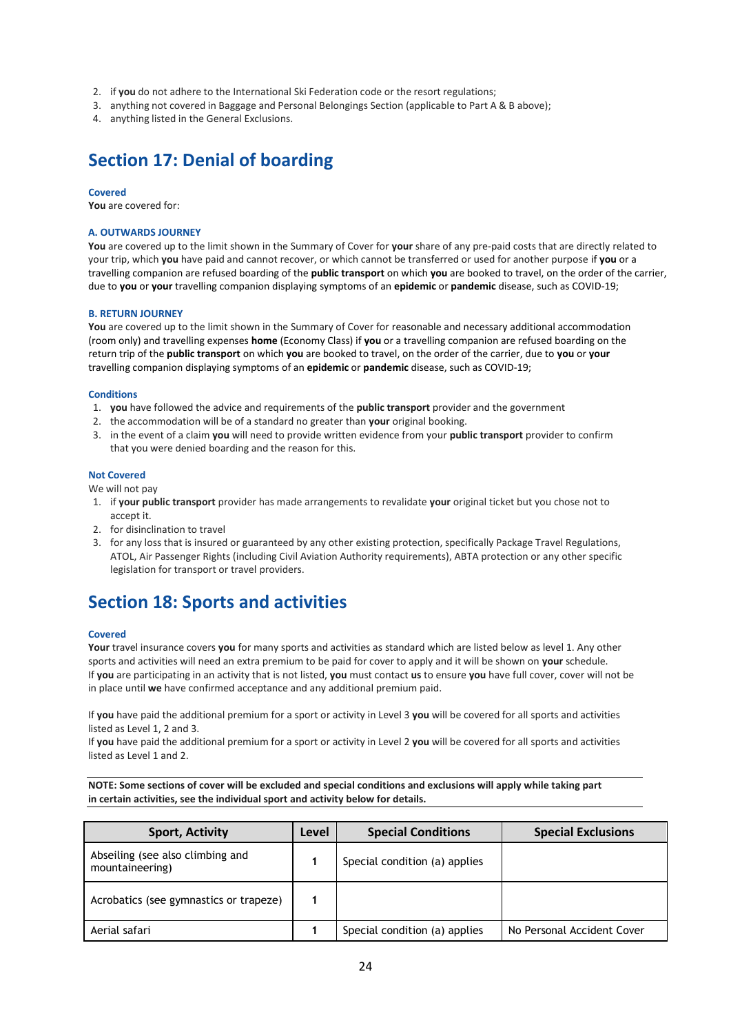2. if **you** do not adhere to the International Ski Federation code or the resort regulations;
3. anything not covered in Baggage and Personal Belongings Section (applicable to Part A & B above);
4. anything listed in the General Exclusions.

## Section 17: Denial of boarding

### Covered

**You** are covered for:

#### A. OUTWARDS JOURNEY

**You** are covered up to the limit shown in the Summary of Cover for **your** share of any pre-paid costs that are directly related to your trip, which **you** have paid and cannot recover, or which cannot be transferred or used for another purpose if **you** or a travelling companion are refused boarding of the **public transport** on which **you** are booked to travel, on the order of the carrier, due to **you** or **your** travelling companion displaying symptoms of an **epidemic** or **pandemic** disease, such as COVID-19;

#### B. RETURN JOURNEY

**You** are covered up to the limit shown in the Summary of Cover for reasonable and necessary additional accommodation (room only) and travelling expenses **home** (Economy Class) if **you** or a travelling companion are refused boarding on the return trip of the **public transport** on which **you** are booked to travel, on the order of the carrier, due to **you** or **your** travelling companion displaying symptoms of an **epidemic** or **pandemic** disease, such as COVID-19;

### Conditions

1. **you** have followed the advice and requirements of the **public transport** provider and the government
2. the accommodation will be of a standard no greater than **your** original booking.
3. in the event of a claim **you** will need to provide written evidence from your **public transport** provider to confirm that you were denied boarding and the reason for this.

### Not Covered

We will not pay

1. if **your public transport** provider has made arrangements to revalidate **your** original ticket but you chose not to accept it.
2. for disinclination to travel
3. for any loss that is insured or guaranteed by any other existing protection, specifically Package Travel Regulations, ATOL, Air Passenger Rights (including Civil Aviation Authority requirements), ABTA protection or any other specific legislation for transport or travel providers.

## Section 18: Sports and activities

### Covered

**Your** travel insurance covers **you** for many sports and activities as standard which are listed below as level 1. Any other sports and activities will need an extra premium to be paid for cover to apply and it will be shown on **your** schedule.
If **you** are participating in an activity that is not listed, **you** must contact **us** to ensure **you** have full cover, cover will not be in place until **we** have confirmed acceptance and any additional premium paid.

If **you** have paid the additional premium for a sport or activity in Level 3 **you** will be covered for all sports and activities listed as Level 1, 2 and 3.
If **you** have paid the additional premium for a sport or activity in Level 2 **you** will be covered for all sports and activities listed as Level 1 and 2.

**NOTE: Some sections of cover will be excluded and special conditions and exclusions will apply while taking part in certain activities, see the individual sport and activity below for details.**

| Sport, Activity | Level | Special Conditions | Special Exclusions |
|---|---|---|---|
| Abseiling (see also climbing and mountaineering) | 1 | Special condition (a) applies | |
| Acrobatics (see gymnastics or trapeze) | 1 | | |
| Aerial safari | 1 | Special condition (a) applies | No Personal Accident Cover |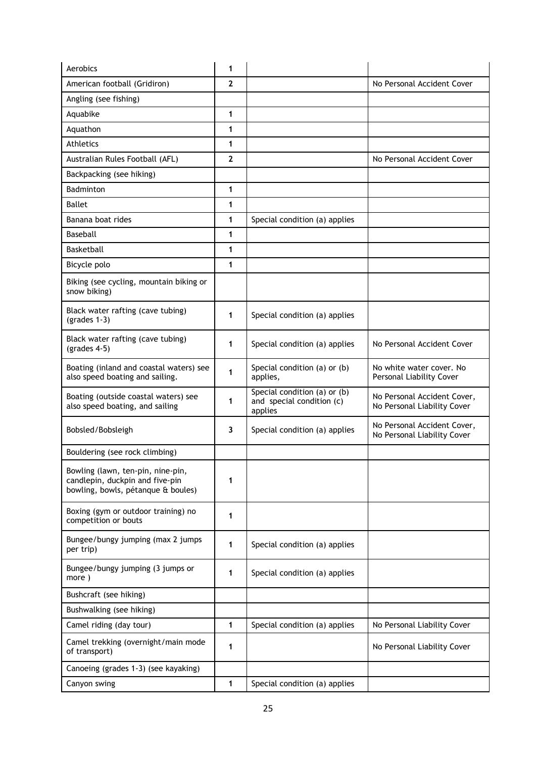| Aerobics | 1 | | |
|---|---|---|---|
| American football (Gridiron) | 2 | | No Personal Accident Cover |
| Angling (see fishing) | | | |
| Aquabike | 1 | | |
| Aquathon | 1 | | |
| Athletics | 1 | | |
| Australian Rules Football (AFL) | 2 | | No Personal Accident Cover |
| Backpacking (see hiking) | | | |
| Badminton | 1 | | |
| Ballet | 1 | | |
| Banana boat rides | 1 | Special condition (a) applies | |
| Baseball | 1 | | |
| Basketball | 1 | | |
| Bicycle polo | 1 | | |
| Biking (see cycling, mountain biking or snow biking) | | | |
| Black water rafting (cave tubing) (grades 1-3) | 1 | Special condition (a) applies | |
| Black water rafting (cave tubing) (grades 4-5) | 1 | Special condition (a) applies | No Personal Accident Cover |
| Boating (inland and coastal waters) see also speed boating and sailing. | 1 | Special condition (a) or (b) applies, | No white water cover. No Personal Liability Cover |
| Boating (outside coastal waters) see also speed boating, and sailing | 1 | Special condition (a) or (b) and special condition (c) applies | No Personal Accident Cover, No Personal Liability Cover |
| Bobsled/Bobsleigh | 3 | Special condition (a) applies | No Personal Accident Cover, No Personal Liability Cover |
| Bouldering (see rock climbing) | | | |
| Bowling (lawn, ten-pin, nine-pin, candlepin, duckpin and five-pin bowling, bowls, pétanque & boules) | 1 | | |
| Boxing (gym or outdoor training) no competition or bouts | 1 | | |
| Bungee/bungy jumping (max 2 jumps per trip) | 1 | Special condition (a) applies | |
| Bungee/bungy jumping (3 jumps or more ) | 1 | Special condition (a) applies | |
| Bushcraft (see hiking) | | | |
| Bushwalking (see hiking) | | | |
| Camel riding (day tour) | 1 | Special condition (a) applies | No Personal Liability Cover |
| Camel trekking (overnight/main mode of transport) | 1 | | No Personal Liability Cover |
| Canoeing (grades 1-3) (see kayaking) | | | |
| Canyon swing | 1 | Special condition (a) applies | |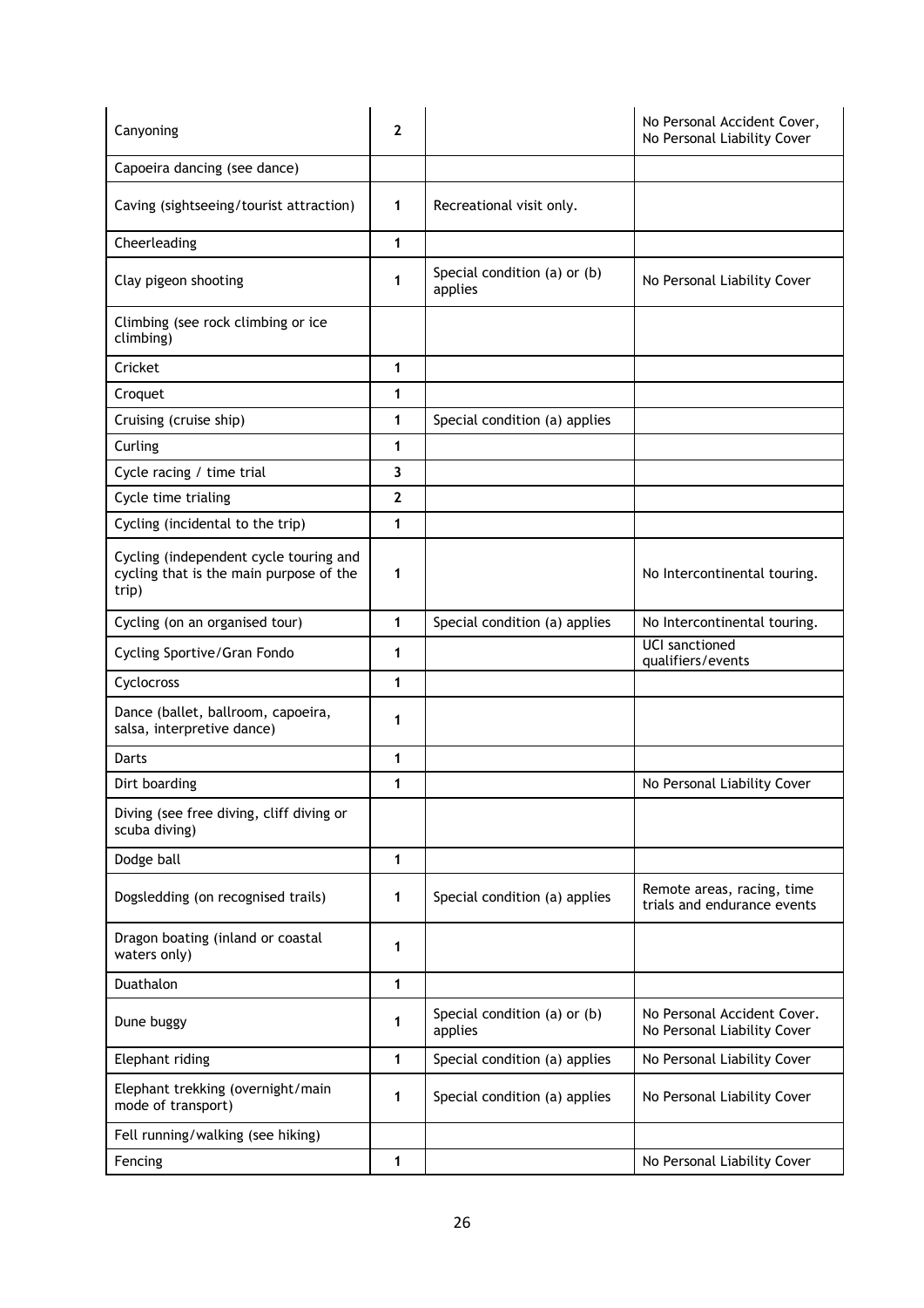| | | | |
|---|---|---|---|
| Canyoning | **2** | | No Personal Accident Cover, No Personal Liability Cover |
| Capoeira dancing (see dance) | | | |
| Caving (sightseeing/tourist attraction) | **1** | Recreational visit only. | |
| Cheerleading | **1** | | |
| Clay pigeon shooting | **1** | Special condition (a) or (b) applies | No Personal Liability Cover |
| Climbing (see rock climbing or ice climbing) | | | |
| Cricket | **1** | | |
| Croquet | **1** | | |
| Cruising (cruise ship) | **1** | Special condition (a) applies | |
| Curling | **1** | | |
| Cycle racing / time trial | **3** | | |
| Cycle time trialing | **2** | | |
| Cycling (incidental to the trip) | **1** | | |
| Cycling (independent cycle touring and cycling that is the main purpose of the trip) | **1** | | No Intercontinental touring. |
| Cycling (on an organised tour) | **1** | Special condition (a) applies | No Intercontinental touring. |
| Cycling Sportive/Gran Fondo | **1** | | UCI sanctioned qualifiers/events |
| Cyclocross | **1** | | |
| Dance (ballet, ballroom, capoeira, salsa, interpretive dance) | **1** | | |
| Darts | **1** | | |
| Dirt boarding | **1** | | No Personal Liability Cover |
| Diving (see free diving, cliff diving or scuba diving) | | | |
| Dodge ball | **1** | | |
| Dogsledding (on recognised trails) | **1** | Special condition (a) applies | Remote areas, racing, time trials and endurance events |
| Dragon boating (inland or coastal waters only) | **1** | | |
| Duathalon | **1** | | |
| Dune buggy | **1** | Special condition (a) or (b) applies | No Personal Accident Cover. No Personal Liability Cover |
| Elephant riding | **1** | Special condition (a) applies | No Personal Liability Cover |
| Elephant trekking (overnight/main mode of transport) | **1** | Special condition (a) applies | No Personal Liability Cover |
| Fell running/walking (see hiking) | | | |
| Fencing | **1** | | No Personal Liability Cover |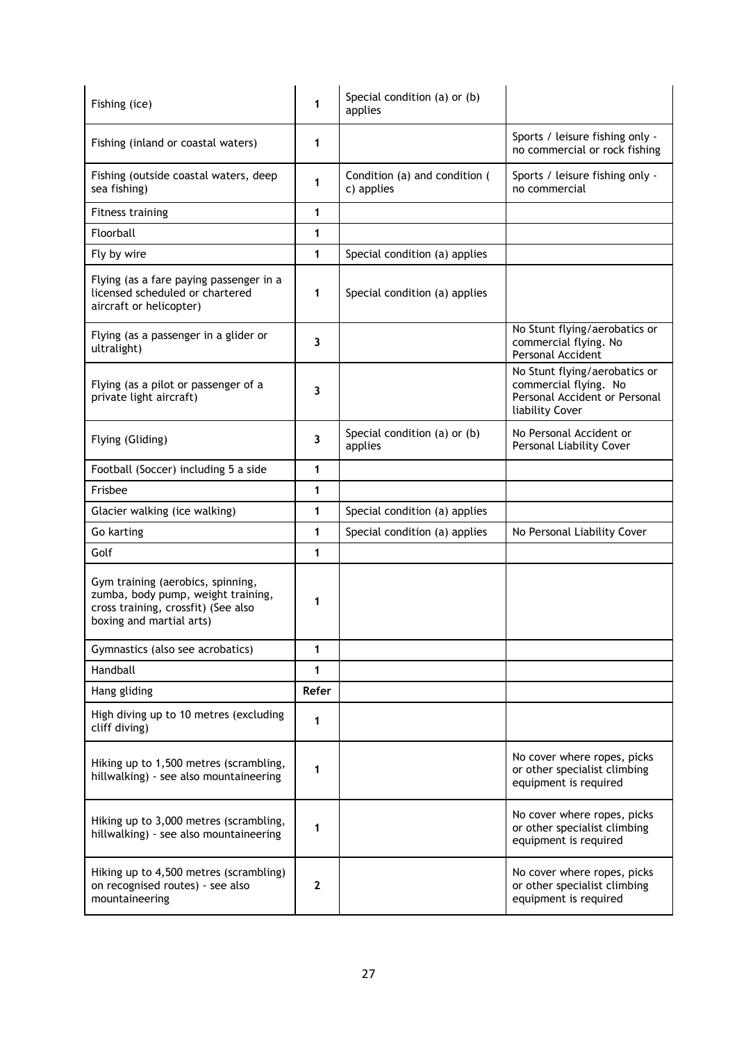| | | | |
|---|---|---|---|
| Fishing (ice) | 1 | Special condition (a) or (b) applies | |
| Fishing (inland or coastal waters) | 1 | | Sports / leisure fishing only - no commercial or rock fishing |
| Fishing (outside coastal waters, deep sea fishing) | 1 | Condition (a) and condition ( c) applies | Sports / leisure fishing only - no commercial |
| Fitness training | 1 | | |
| Floorball | 1 | | |
| Fly by wire | 1 | Special condition (a) applies | |
| Flying (as a fare paying passenger in a licensed scheduled or chartered aircraft or helicopter) | 1 | Special condition (a) applies | |
| Flying (as a passenger in a glider or ultralight) | 3 | | No Stunt flying/aerobatics or commercial flying. No Personal Accident |
| Flying (as a pilot or passenger of a private light aircraft) | 3 | | No Stunt flying/aerobatics or commercial flying. No Personal Accident or Personal liability Cover |
| Flying (Gliding) | 3 | Special condition (a) or (b) applies | No Personal Accident or Personal Liability Cover |
| Football (Soccer) including 5 a side | 1 | | |
| Frisbee | 1 | | |
| Glacier walking (ice walking) | 1 | Special condition (a) applies | |
| Go karting | 1 | Special condition (a) applies | No Personal Liability Cover |
| Golf | 1 | | |
| Gym training (aerobics, spinning, zumba, body pump, weight training, cross training, crossfit) (See also boxing and martial arts) | 1 | | |
| Gymnastics (also see acrobatics) | 1 | | |
| Handball | 1 | | |
| Hang gliding | **Refer** | | |
| High diving up to 10 metres (excluding cliff diving) | 1 | | |
| Hiking up to 1,500 metres (scrambling, hillwalking) - see also mountaineering | 1 | | No cover where ropes, picks or other specialist climbing equipment is required |
| Hiking up to 3,000 metres (scrambling, hillwalking) - see also mountaineering | 1 | | No cover where ropes, picks or other specialist climbing equipment is required |
| Hiking up to 4,500 metres (scrambling) on recognised routes) - see also mountaineering | 2 | | No cover where ropes, picks or other specialist climbing equipment is required |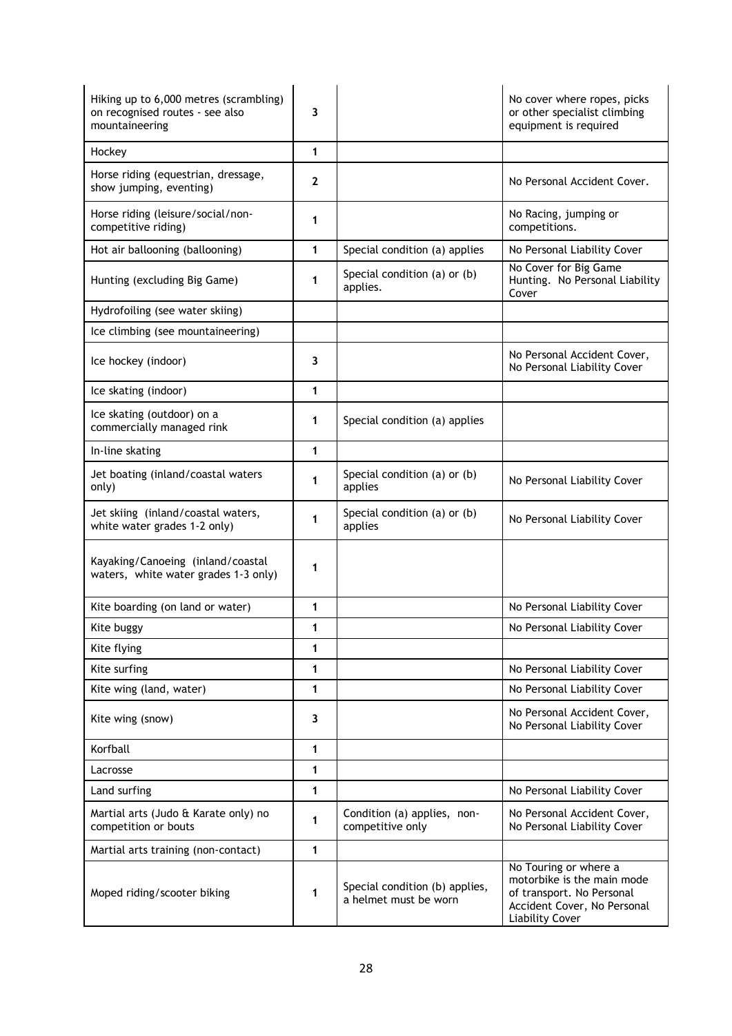| Hiking up to 6,000 metres (scrambling) on recognised routes - see also mountaineering | 3 | | No cover where ropes, picks or other specialist climbing equipment is required |
|---|---|---|---|
| Hockey | 1 | | |
| Horse riding (equestrian, dressage, show jumping, eventing) | 2 | | No Personal Accident Cover. |
| Horse riding (leisure/social/non-competitive riding) | 1 | | No Racing, jumping or competitions. |
| Hot air ballooning (ballooning) | 1 | Special condition (a) applies | No Personal Liability Cover |
| Hunting (excluding Big Game) | 1 | Special condition (a) or (b) applies. | No Cover for Big Game Hunting. No Personal Liability Cover |
| Hydrofoiling (see water skiing) | | | |
| Ice climbing (see mountaineering) | | | |
| Ice hockey (indoor) | 3 | | No Personal Accident Cover, No Personal Liability Cover |
| Ice skating (indoor) | 1 | | |
| Ice skating (outdoor) on a commercially managed rink | 1 | Special condition (a) applies | |
| In-line skating | 1 | | |
| Jet boating (inland/coastal waters only) | 1 | Special condition (a) or (b) applies | No Personal Liability Cover |
| Jet skiing (inland/coastal waters, white water grades 1-2 only) | 1 | Special condition (a) or (b) applies | No Personal Liability Cover |
| Kayaking/Canoeing (inland/coastal waters, white water grades 1-3 only) | 1 | | |
| Kite boarding (on land or water) | 1 | | No Personal Liability Cover |
| Kite buggy | 1 | | No Personal Liability Cover |
| Kite flying | 1 | | |
| Kite surfing | 1 | | No Personal Liability Cover |
| Kite wing (land, water) | 1 | | No Personal Liability Cover |
| Kite wing (snow) | 3 | | No Personal Accident Cover, No Personal Liability Cover |
| Korfball | 1 | | |
| Lacrosse | 1 | | |
| Land surfing | 1 | | No Personal Liability Cover |
| Martial arts (Judo & Karate only) no competition or bouts | 1 | Condition (a) applies, non-competitive only | No Personal Accident Cover, No Personal Liability Cover |
| Martial arts training (non-contact) | 1 | | |
| Moped riding/scooter biking | 1 | Special condition (b) applies, a helmet must be worn | No Touring or where a motorbike is the main mode of transport. No Personal Accident Cover, No Personal Liability Cover |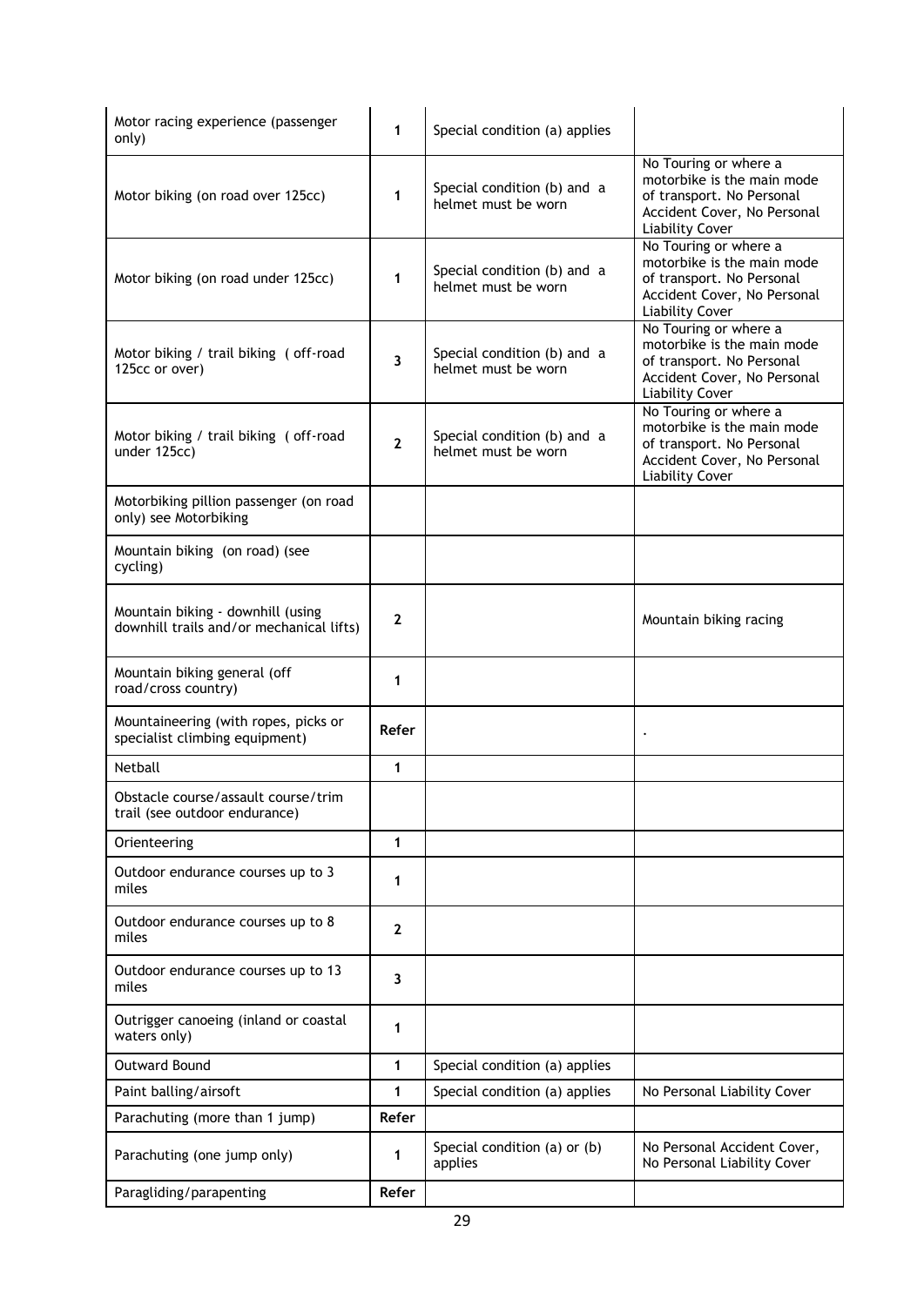| Motor racing experience (passenger only) | 1 | Special condition (a) applies | |
|---|---|---|---|
| Motor biking (on road over 125cc) | 1 | Special condition (b) and a helmet must be worn | No Touring or where a motorbike is the main mode of transport. No Personal Accident Cover, No Personal Liability Cover |
| Motor biking (on road under 125cc) | 1 | Special condition (b) and a helmet must be worn | No Touring or where a motorbike is the main mode of transport. No Personal Accident Cover, No Personal Liability Cover |
| Motor biking / trail biking ( off-road 125cc or over) | 3 | Special condition (b) and a helmet must be worn | No Touring or where a motorbike is the main mode of transport. No Personal Accident Cover, No Personal Liability Cover |
| Motor biking / trail biking ( off-road under 125cc) | 2 | Special condition (b) and a helmet must be worn | No Touring or where a motorbike is the main mode of transport. No Personal Accident Cover, No Personal Liability Cover |
| Motorbiking pillion passenger (on road only) see Motorbiking | | | |
| Mountain biking (on road) (see cycling) | | | |
| Mountain biking - downhill (using downhill trails and/or mechanical lifts) | 2 | | Mountain biking racing |
| Mountain biking general (off road/cross country) | 1 | | |
| Mountaineering (with ropes, picks or specialist climbing equipment) | **Refer** | | . |
| Netball | 1 | | |
| Obstacle course/assault course/trim trail (see outdoor endurance) | | | |
| Orienteering | 1 | | |
| Outdoor endurance courses up to 3 miles | 1 | | |
| Outdoor endurance courses up to 8 miles | 2 | | |
| Outdoor endurance courses up to 13 miles | 3 | | |
| Outrigger canoeing (inland or coastal waters only) | 1 | | |
| Outward Bound | 1 | Special condition (a) applies | |
| Paint balling/airsoft | 1 | Special condition (a) applies | No Personal Liability Cover |
| Parachuting (more than 1 jump) | **Refer** | | |
| Parachuting (one jump only) | 1 | Special condition (a) or (b) applies | No Personal Accident Cover, No Personal Liability Cover |
| Paragliding/parapenting | **Refer** | | |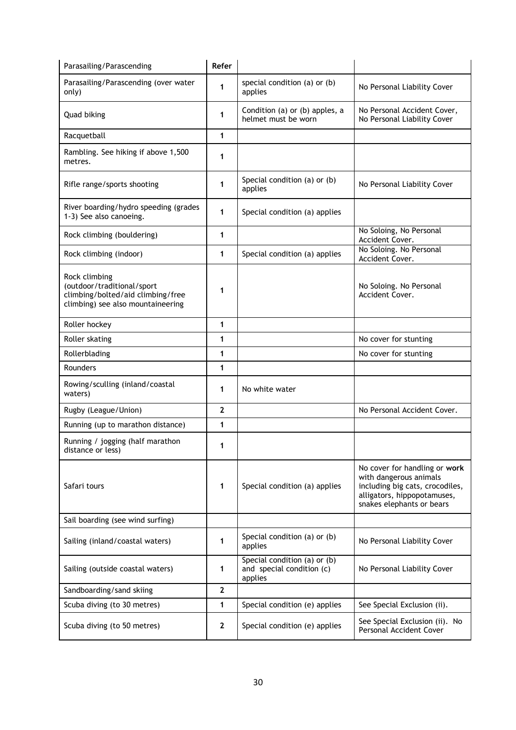| Parasailing/Parascending | **Refer** | | |
|---|---|---|---|
| Parasailing/Parascending (over water only) | **1** | special condition (a) or (b) applies | No Personal Liability Cover |
| Quad biking | **1** | Condition (a) or (b) apples, a helmet must be worn | No Personal Accident Cover, No Personal Liability Cover |
| Racquetball | **1** | | |
| Rambling. See hiking if above 1,500 metres. | **1** | | |
| Rifle range/sports shooting | **1** | Special condition (a) or (b) applies | No Personal Liability Cover |
| River boarding/hydro speeding (grades 1-3) See also canoeing. | **1** | Special condition (a) applies | |
| Rock climbing (bouldering) | **1** | | No Soloing, No Personal Accident Cover. |
| Rock climbing (indoor) | **1** | Special condition (a) applies | No Soloing. No Personal Accident Cover. |
| Rock climbing (outdoor/traditional/sport climbing/bolted/aid climbing/free climbing) see also mountaineering | **1** | | No Soloing. No Personal Accident Cover. |
| Roller hockey | **1** | | |
| Roller skating | **1** | | No cover for stunting |
| Rollerblading | **1** | | No cover for stunting |
| Rounders | **1** | | |
| Rowing/sculling (inland/coastal waters) | **1** | No white water | |
| Rugby (League/Union) | **2** | | No Personal Accident Cover. |
| Running (up to marathon distance) | **1** | | |
| Running / jogging (half marathon distance or less) | **1** | | |
| Safari tours | **1** | Special condition (a) applies | No cover for handling or **work** with dangerous animals including big cats, crocodiles, alligators, hippopotamuses, snakes elephants or bears |
| Sail boarding (see wind surfing) | | | |
| Sailing (inland/coastal waters) | **1** | Special condition (a) or (b) applies | No Personal Liability Cover |
| Sailing (outside coastal waters) | **1** | Special condition (a) or (b) and special condition (c) applies | No Personal Liability Cover |
| Sandboarding/sand skiing | **2** | | |
| Scuba diving (to 30 metres) | **1** | Special condition (e) applies | See Special Exclusion (ii). |
| Scuba diving (to 50 metres) | **2** | Special condition (e) applies | See Special Exclusion (ii). No Personal Accident Cover |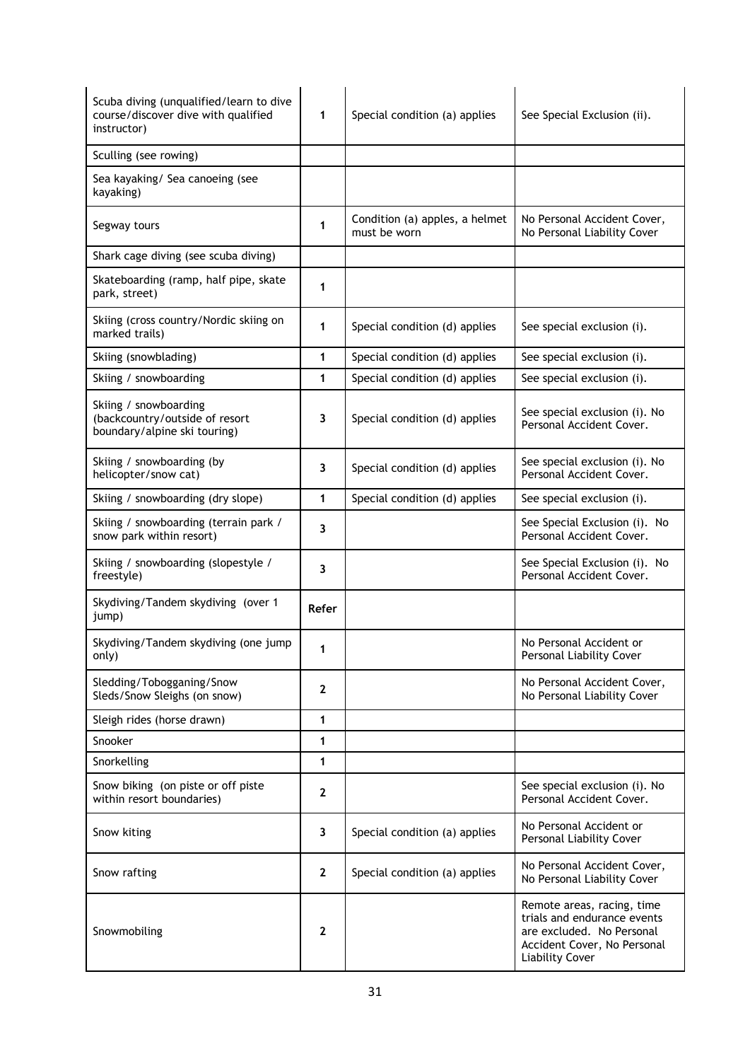| | | | |
|---|---|---|---|
| Scuba diving (unqualified/learn to dive course/discover dive with qualified instructor) | **1** | Special condition (a) applies | See Special Exclusion (ii). |
| Sculling (see rowing) | | | |
| Sea kayaking/ Sea canoeing (see kayaking) | | | |
| Segway tours | **1** | Condition (a) apples, a helmet must be worn | No Personal Accident Cover, No Personal Liability Cover |
| Shark cage diving (see scuba diving) | | | |
| Skateboarding (ramp, half pipe, skate park, street) | **1** | | |
| Skiing (cross country/Nordic skiing on marked trails) | **1** | Special condition (d) applies | See special exclusion (i). |
| Skiing (snowblading) | **1** | Special condition (d) applies | See special exclusion (i). |
| Skiing / snowboarding | **1** | Special condition (d) applies | See special exclusion (i). |
| Skiing / snowboarding (backcountry/outside of resort boundary/alpine ski touring) | **3** | Special condition (d) applies | See special exclusion (i). No Personal Accident Cover. |
| Skiing / snowboarding (by helicopter/snow cat) | **3** | Special condition (d) applies | See special exclusion (i). No Personal Accident Cover. |
| Skiing / snowboarding (dry slope) | **1** | Special condition (d) applies | See special exclusion (i). |
| Skiing / snowboarding (terrain park / snow park within resort) | **3** | | See Special Exclusion (i). No Personal Accident Cover. |
| Skiing / snowboarding (slopestyle / freestyle) | **3** | | See Special Exclusion (i). No Personal Accident Cover. |
| Skydiving/Tandem skydiving (over 1 jump) | **Refer** | | |
| Skydiving/Tandem skydiving (one jump only) | **1** | | No Personal Accident or Personal Liability Cover |
| Sledding/Tobogganing/Snow Sleds/Snow Sleighs (on snow) | **2** | | No Personal Accident Cover, No Personal Liability Cover |
| Sleigh rides (horse drawn) | **1** | | |
| Snooker | **1** | | |
| Snorkelling | **1** | | |
| Snow biking (on piste or off piste within resort boundaries) | **2** | | See special exclusion (i). No Personal Accident Cover. |
| Snow kiting | **3** | Special condition (a) applies | No Personal Accident or Personal Liability Cover |
| Snow rafting | **2** | Special condition (a) applies | No Personal Accident Cover, No Personal Liability Cover |
| Snowmobiling | **2** | | Remote areas, racing, time trials and endurance events are excluded. No Personal Accident Cover, No Personal Liability Cover |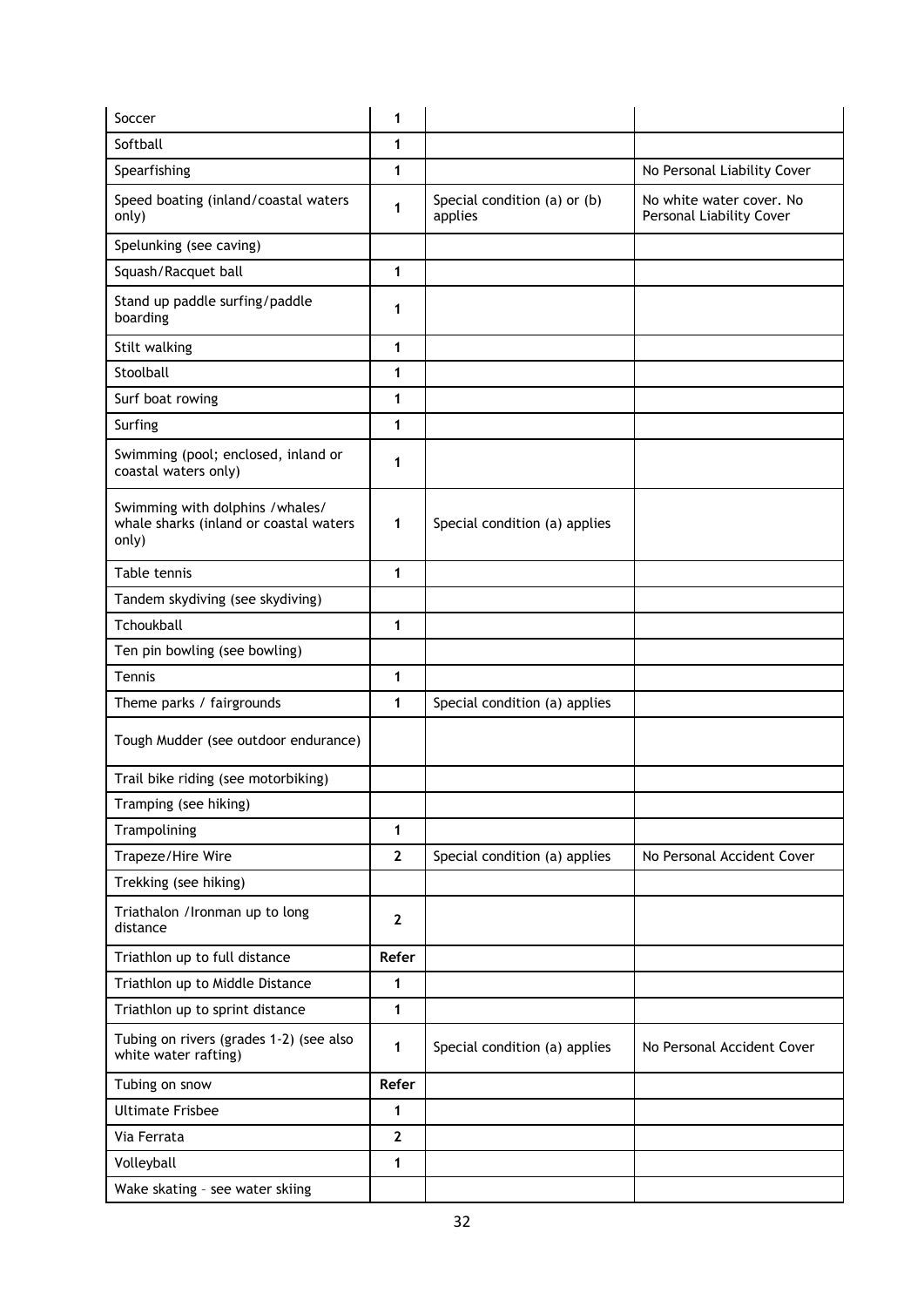| Soccer | 1 | | |
|---|---|---|---|
| Softball | 1 | | |
| Spearfishing | 1 | | No Personal Liability Cover |
| Speed boating (inland/coastal waters only) | 1 | Special condition (a) or (b) applies | No white water cover. No Personal Liability Cover |
| Spelunking (see caving) | | | |
| Squash/Racquet ball | 1 | | |
| Stand up paddle surfing/paddle boarding | 1 | | |
| Stilt walking | 1 | | |
| Stoolball | 1 | | |
| Surf boat rowing | 1 | | |
| Surfing | 1 | | |
| Swimming (pool; enclosed, inland or coastal waters only) | 1 | | |
| Swimming with dolphins /whales/ whale sharks (inland or coastal waters only) | 1 | Special condition (a) applies | |
| Table tennis | 1 | | |
| Tandem skydiving (see skydiving) | | | |
| Tchoukball | 1 | | |
| Ten pin bowling (see bowling) | | | |
| Tennis | 1 | | |
| Theme parks / fairgrounds | 1 | Special condition (a) applies | |
| Tough Mudder (see outdoor endurance) | | | |
| Trail bike riding (see motorbiking) | | | |
| Tramping (see hiking) | | | |
| Trampolining | 1 | | |
| Trapeze/Hire Wire | **2** | Special condition (a) applies | No Personal Accident Cover |
| Trekking (see hiking) | | | |
| Triathalon /Ironman up to long distance | **2** | | |
| Triathlon up to full distance | **Refer** | | |
| Triathlon up to Middle Distance | 1 | | |
| Triathlon up to sprint distance | 1 | | |
| Tubing on rivers (grades 1-2) (see also white water rafting) | 1 | Special condition (a) applies | No Personal Accident Cover |
| Tubing on snow | **Refer** | | |
| Ultimate Frisbee | 1 | | |
| Via Ferrata | **2** | | |
| Volleyball | 1 | | |
| Wake skating – see water skiing | | | |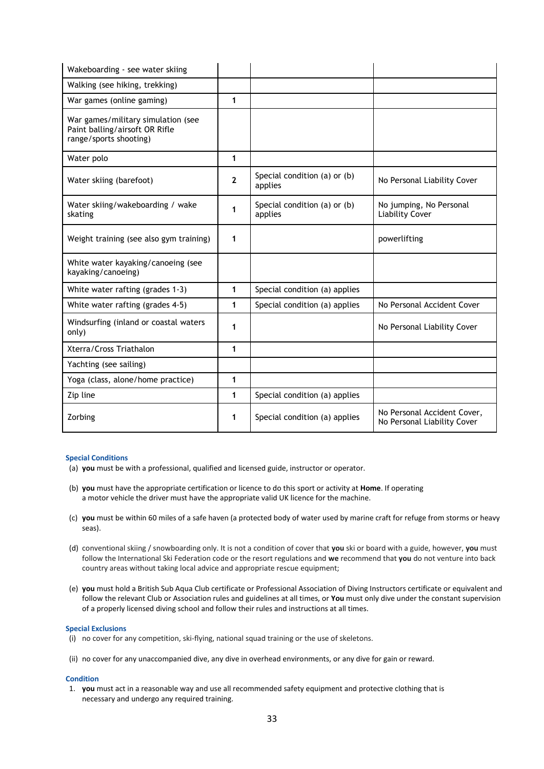| | | | |
|---|---|---|---|
| Wakeboarding - see water skiing | | | |
| Walking (see hiking, trekking) | | | |
| War games (online gaming) | 1 | | |
| War games/military simulation (see Paint balling/airsoft OR Rifle range/sports shooting) | | | |
| Water polo | 1 | | |
| Water skiing (barefoot) | 2 | Special condition (a) or (b) applies | No Personal Liability Cover |
| Water skiing/wakeboarding / wake skating | 1 | Special condition (a) or (b) applies | No jumping, No Personal Liability Cover |
| Weight training (see also gym training) | 1 | | powerlifting |
| White water kayaking/canoeing (see kayaking/canoeing) | | | |
| White water rafting (grades 1-3) | 1 | Special condition (a) applies | |
| White water rafting (grades 4-5) | 1 | Special condition (a) applies | No Personal Accident Cover |
| Windsurfing (inland or coastal waters only) | 1 | | No Personal Liability Cover |
| Xterra/Cross Triathalon | 1 | | |
| Yachting (see sailing) | | | |
| Yoga (class, alone/home practice) | 1 | | |
| Zip line | 1 | Special condition (a) applies | |
| Zorbing | 1 | Special condition (a) applies | No Personal Accident Cover, No Personal Liability Cover |

### Special Conditions

(a) **you** must be with a professional, qualified and licensed guide, instructor or operator.

(b) **you** must have the appropriate certification or licence to do this sport or activity at **Home**. If operating a motor vehicle the driver must have the appropriate valid UK licence for the machine.

(c) **you** must be within 60 miles of a safe haven (a protected body of water used by marine craft for refuge from storms or heavy seas).

(d) conventional skiing / snowboarding only. It is not a condition of cover that **you** ski or board with a guide, however, **you** must follow the International Ski Federation code or the resort regulations and **we** recommend that **you** do not venture into back country areas without taking local advice and appropriate rescue equipment;

(e) **you** must hold a British Sub Aqua Club certificate or Professional Association of Diving Instructors certificate or equivalent and follow the relevant Club or Association rules and guidelines at all times, or **You** must only dive under the constant supervision of a properly licensed diving school and follow their rules and instructions at all times.

### Special Exclusions

(i) no cover for any competition, ski-flying, national squad training or the use of skeletons.

(ii) no cover for any unaccompanied dive, any dive in overhead environments, or any dive for gain or reward.

### Condition

1. **you** must act in a reasonable way and use all recommended safety equipment and protective clothing that is necessary and undergo any required training.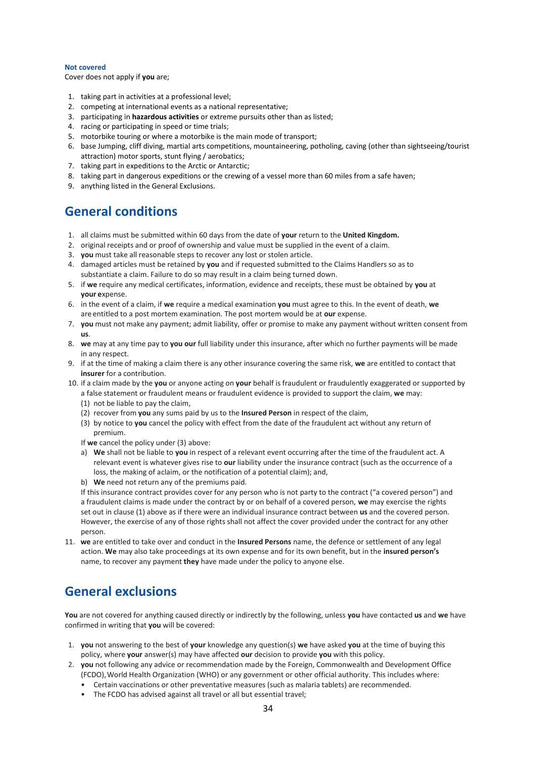**Not covered**

Cover does not apply if **you** are;

1. taking part in activities at a professional level;
2. competing at international events as a national representative;
3. participating in **hazardous activities** or extreme pursuits other than as listed;
4. racing or participating in speed or time trials;
5. motorbike touring or where a motorbike is the main mode of transport;
6. base Jumping, cliff diving, martial arts competitions, mountaineering, potholing, caving (other than sightseeing/tourist attraction) motor sports, stunt flying / aerobatics;
7. taking part in expeditions to the Arctic or Antarctic;
8. taking part in dangerous expeditions or the crewing of a vessel more than 60 miles from a safe haven;
9. anything listed in the General Exclusions.

## General conditions

1. all claims must be submitted within 60 days from the date of **your** return to the **United Kingdom.**
2. original receipts and or proof of ownership and value must be supplied in the event of a claim.
3. **you** must take all reasonable steps to recover any lost or stolen article.
4. damaged articles must be retained by **you** and if requested submitted to the Claims Handlers so as to substantiate a claim. Failure to do so may result in a claim being turned down.
5. if **we** require any medical certificates, information, evidence and receipts, these must be obtained by **you** at **your e**xpense.
6. in the event of a claim, if **we** require a medical examination **you** must agree to this. In the event of death, **we** are entitled to a post mortem examination. The post mortem would be at **our** expense.
7. **you** must not make any payment; admit liability, offer or promise to make any payment without written consent from **us**.
8. **we** may at any time pay to **you our** full liability under this insurance, after which no further payments will be made in any respect.
9. if at the time of making a claim there is any other insurance covering the same risk, **we** are entitled to contact that **insurer** for a contribution.
10. if a claim made by the **you** or anyone acting on **your** behalf is fraudulent or fraudulently exaggerated or supported by a false statement or fraudulent means or fraudulent evidence is provided to support the claim, **we** may:
    (1) not be liable to pay the claim,
    (2) recover from **you** any sums paid by us to the **Insured Person** in respect of the claim,
    (3) by notice to **you** cancel the policy with effect from the date of the fraudulent act without any return of premium.

    If **we** cancel the policy under (3) above:

    a) **We** shall not be liable to **you** in respect of a relevant event occurring after the time of the fraudulent act. A relevant event is whatever gives rise to **our** liability under the insurance contract (such as the occurrence of a loss, the making of aclaim, or the notification of a potential claim); and,

    b) **We** need not return any of the premiums paid.

    If this insurance contract provides cover for any person who is not party to the contract ("a covered person") and a fraudulent claims is made under the contract by or on behalf of a covered person, **we** may exercise the rights set out in clause (1) above as if there were an individual insurance contract between **us** and the covered person. However, the exercise of any of those rights shall not affect the cover provided under the contract for any other person.
11. **we** are entitled to take over and conduct in the **Insured Persons** name, the defence or settlement of any legal action. **We** may also take proceedings at its own expense and for its own benefit, but in the **insured person's** name, to recover any payment **they** have made under the policy to anyone else.

## General exclusions

**You** are not covered for anything caused directly or indirectly by the following, unless **you** have contacted **us** and **we** have confirmed in writing that **you** will be covered:

1. **you** not answering to the best of **your** knowledge any question(s) **we** have asked **you** at the time of buying this policy, where **your** answer(s) may have affected **our** decision to provide **you** with this policy.
2. **you** not following any advice or recommendation made by the Foreign, Commonwealth and Development Office (FCDO), World Health Organization (WHO) or any government or other official authority. This includes where:
    - Certain vaccinations or other preventative measures (such as malaria tablets) are recommended.
    - The FCDO has advised against all travel or all but essential travel;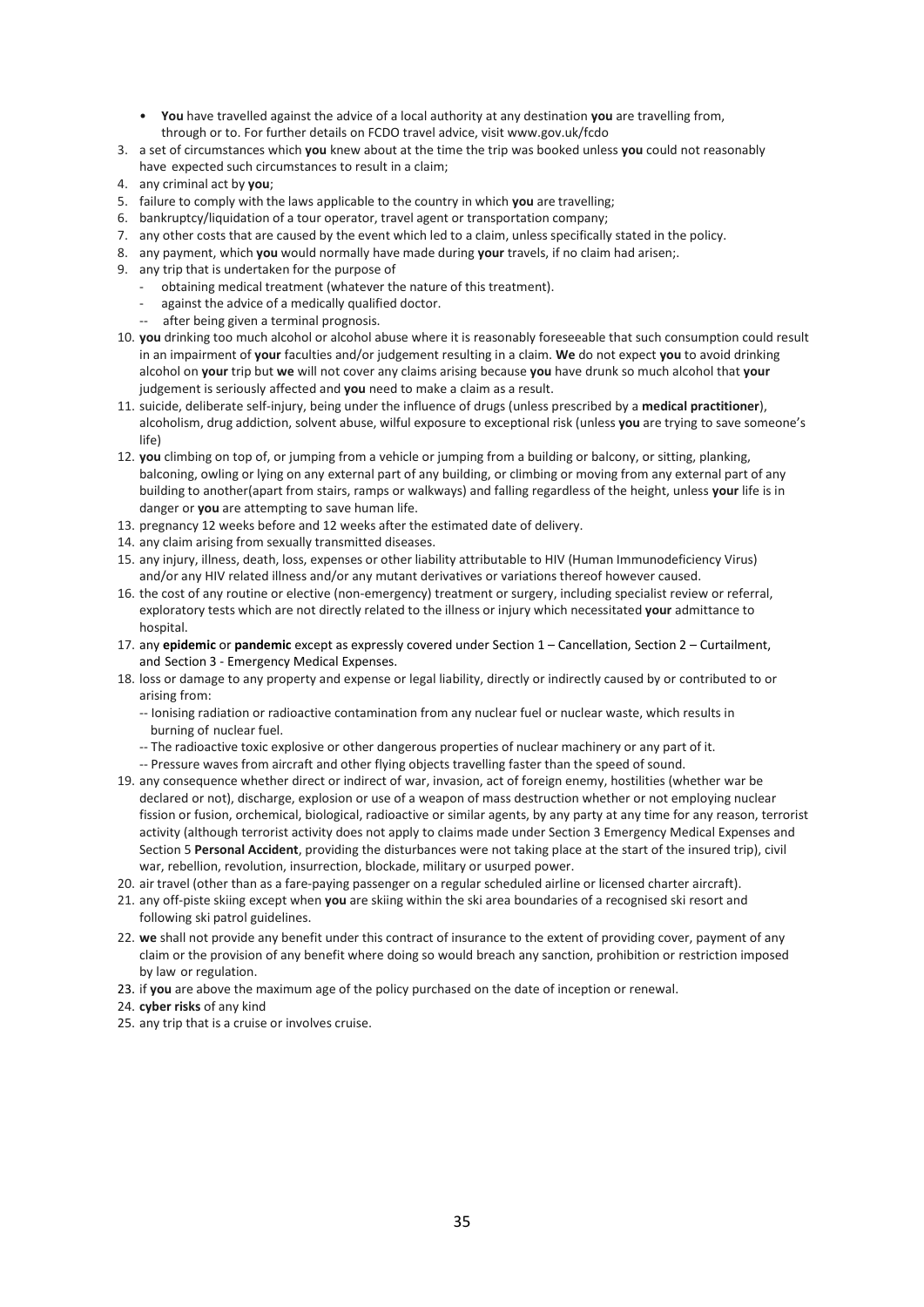- **You** have travelled against the advice of a local authority at any destination **you** are travelling from, through or to. For further details on FCDO travel advice, visit www.gov.uk/fcdo

3. a set of circumstances which **you** knew about at the time the trip was booked unless **you** could not reasonably have expected such circumstances to result in a claim;
4. any criminal act by **you**;
5. failure to comply with the laws applicable to the country in which **you** are travelling;
6. bankruptcy/liquidation of a tour operator, travel agent or transportation company;
7. any other costs that are caused by the event which led to a claim, unless specifically stated in the policy.
8. any payment, which **you** would normally have made during **your** travels, if no claim had arisen;.
9. any trip that is undertaken for the purpose of
   - obtaining medical treatment (whatever the nature of this treatment).
   - against the advice of a medically qualified doctor.
   - after being given a terminal prognosis.
10. **you** drinking too much alcohol or alcohol abuse where it is reasonably foreseeable that such consumption could result in an impairment of **your** faculties and/or judgement resulting in a claim. **We** do not expect **you** to avoid drinking alcohol on **your** trip but **we** will not cover any claims arising because **you** have drunk so much alcohol that **your** judgement is seriously affected and **you** need to make a claim as a result.
11. suicide, deliberate self-injury, being under the influence of drugs (unless prescribed by a **medical practitioner**), alcoholism, drug addiction, solvent abuse, wilful exposure to exceptional risk (unless **you** are trying to save someone's life)
12. **you** climbing on top of, or jumping from a vehicle or jumping from a building or balcony, or sitting, planking, balconing, owling or lying on any external part of any building, or climbing or moving from any external part of any building to another(apart from stairs, ramps or walkways) and falling regardless of the height, unless **your** life is in danger or **you** are attempting to save human life.
13. pregnancy 12 weeks before and 12 weeks after the estimated date of delivery.
14. any claim arising from sexually transmitted diseases.
15. any injury, illness, death, loss, expenses or other liability attributable to HIV (Human Immunodeficiency Virus) and/or any HIV related illness and/or any mutant derivatives or variations thereof however caused.
16. the cost of any routine or elective (non-emergency) treatment or surgery, including specialist review or referral, exploratory tests which are not directly related to the illness or injury which necessitated **your** admittance to hospital.
17. any **epidemic** or **pandemic** except as expressly covered under Section 1 – Cancellation, Section 2 – Curtailment, and Section 3 - Emergency Medical Expenses.
18. loss or damage to any property and expense or legal liability, directly or indirectly caused by or contributed to or arising from:
    - Ionising radiation or radioactive contamination from any nuclear fuel or nuclear waste, which results in burning of nuclear fuel.
    - The radioactive toxic explosive or other dangerous properties of nuclear machinery or any part of it.
    - Pressure waves from aircraft and other flying objects travelling faster than the speed of sound.
19. any consequence whether direct or indirect of war, invasion, act of foreign enemy, hostilities (whether war be declared or not), discharge, explosion or use of a weapon of mass destruction whether or not employing nuclear fission or fusion, orchemical, biological, radioactive or similar agents, by any party at any time for any reason, terrorist activity (although terrorist activity does not apply to claims made under Section 3 Emergency Medical Expenses and Section 5 **Personal Accident**, providing the disturbances were not taking place at the start of the insured trip), civil war, rebellion, revolution, insurrection, blockade, military or usurped power.
20. air travel (other than as a fare-paying passenger on a regular scheduled airline or licensed charter aircraft).
21. any off-piste skiing except when **you** are skiing within the ski area boundaries of a recognised ski resort and following ski patrol guidelines.
22. **we** shall not provide any benefit under this contract of insurance to the extent of providing cover, payment of any claim or the provision of any benefit where doing so would breach any sanction, prohibition or restriction imposed by law or regulation.
23. if **you** are above the maximum age of the policy purchased on the date of inception or renewal.
24. **cyber risks** of any kind
25. any trip that is a cruise or involves cruise.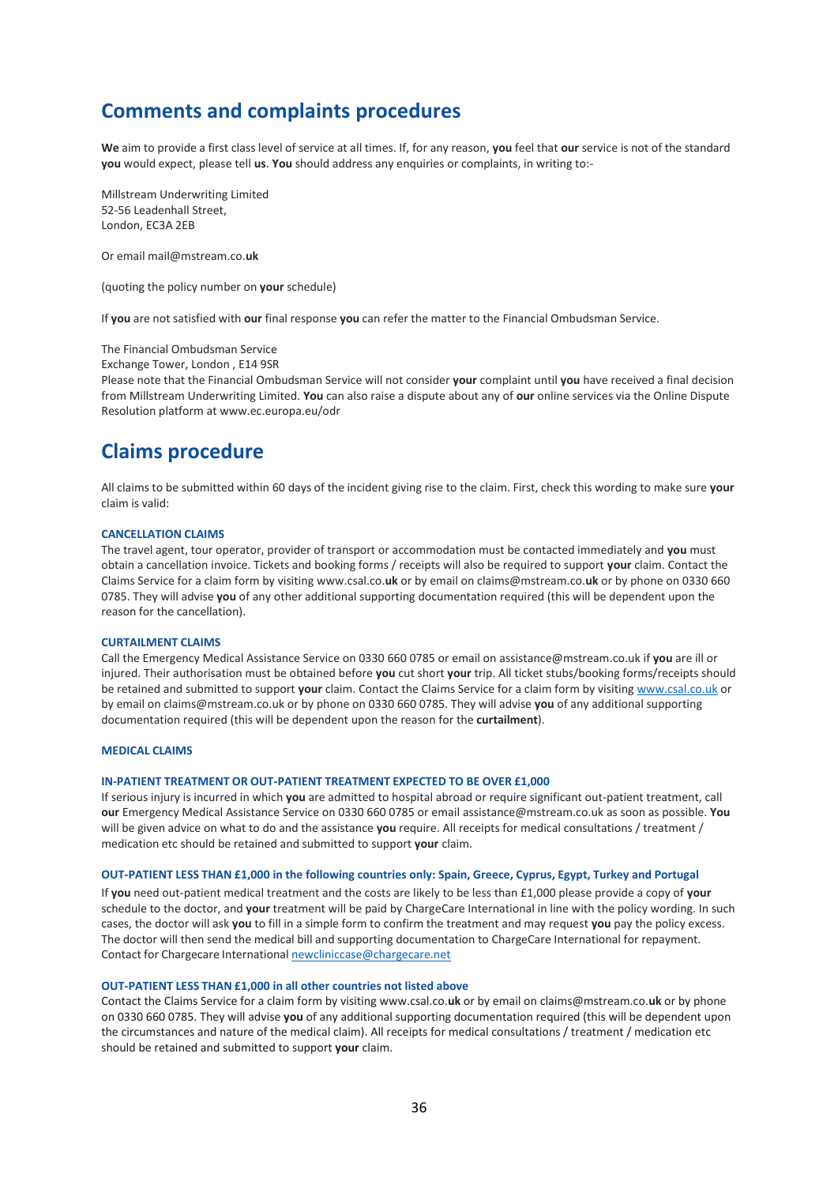## Comments and complaints procedures

**We** aim to provide a first class level of service at all times. If, for any reason, **you** feel that **our** service is not of the standard **you** would expect, please tell **us**. **You** should address any enquiries or complaints, in writing to:-

Millstream Underwriting Limited
52-56 Leadenhall Street,
London, EC3A 2EB

Or email mail@mstream.co.**uk**

(quoting the policy number on **your** schedule)

If **you** are not satisfied with **our** final response **you** can refer the matter to the Financial Ombudsman Service.

The Financial Ombudsman Service
Exchange Tower, London , E14 9SR
Please note that the Financial Ombudsman Service will not consider **your** complaint until **you** have received a final decision from Millstream Underwriting Limited. **You** can also raise a dispute about any of **our** online services via the Online Dispute Resolution platform at www.ec.europa.eu/odr

## Claims procedure

All claims to be submitted within 60 days of the incident giving rise to the claim. First, check this wording to make sure **your** claim is valid:

#### CANCELLATION CLAIMS

The travel agent, tour operator, provider of transport or accommodation must be contacted immediately and **you** must obtain a cancellation invoice. Tickets and booking forms / receipts will also be required to support **your** claim. Contact the Claims Service for a claim form by visiting www.csal.co.**uk** or by email on claims@mstream.co.**uk** or by phone on 0330 660 0785. They will advise **you** of any other additional supporting documentation required (this will be dependent upon the reason for the cancellation).

#### CURTAILMENT CLAIMS

Call the Emergency Medical Assistance Service on 0330 660 0785 or email on assistance@mstream.co.uk if **you** are ill or injured. Their authorisation must be obtained before **you** cut short **your** trip. All ticket stubs/booking forms/receipts should be retained and submitted to support **your** claim. Contact the Claims Service for a claim form by visiting www.csal.co.uk or by email on claims@mstream.co.uk or by phone on 0330 660 0785. They will advise **you** of any additional supporting documentation required (this will be dependent upon the reason for the **curtailment**).

#### MEDICAL CLAIMS

#### IN-PATIENT TREATMENT OR OUT-PATIENT TREATMENT EXPECTED TO BE OVER £1,000

If serious injury is incurred in which **you** are admitted to hospital abroad or require significant out-patient treatment, call **our** Emergency Medical Assistance Service on 0330 660 0785 or email assistance@mstream.co.uk as soon as possible. **You** will be given advice on what to do and the assistance **you** require. All receipts for medical consultations / treatment / medication etc should be retained and submitted to support **your** claim.

#### OUT-PATIENT LESS THAN £1,000 in the following countries only: Spain, Greece, Cyprus, Egypt, Turkey and Portugal

If **you** need out-patient medical treatment and the costs are likely to be less than £1,000 please provide a copy of **your** schedule to the doctor, and **your** treatment will be paid by ChargeCare International in line with the policy wording. In such cases, the doctor will ask **you** to fill in a simple form to confirm the treatment and may request **you** pay the policy excess. The doctor will then send the medical bill and supporting documentation to ChargeCare International for repayment. Contact for Chargecare International newcliniccase@chargecare.net

#### OUT-PATIENT LESS THAN £1,000 in all other countries not listed above

Contact the Claims Service for a claim form by visiting www.csal.co.**uk** or by email on claims@mstream.co.**uk** or by phone on 0330 660 0785. They will advise **you** of any additional supporting documentation required (this will be dependent upon the circumstances and nature of the medical claim). All receipts for medical consultations / treatment / medication etc should be retained and submitted to support **your** claim.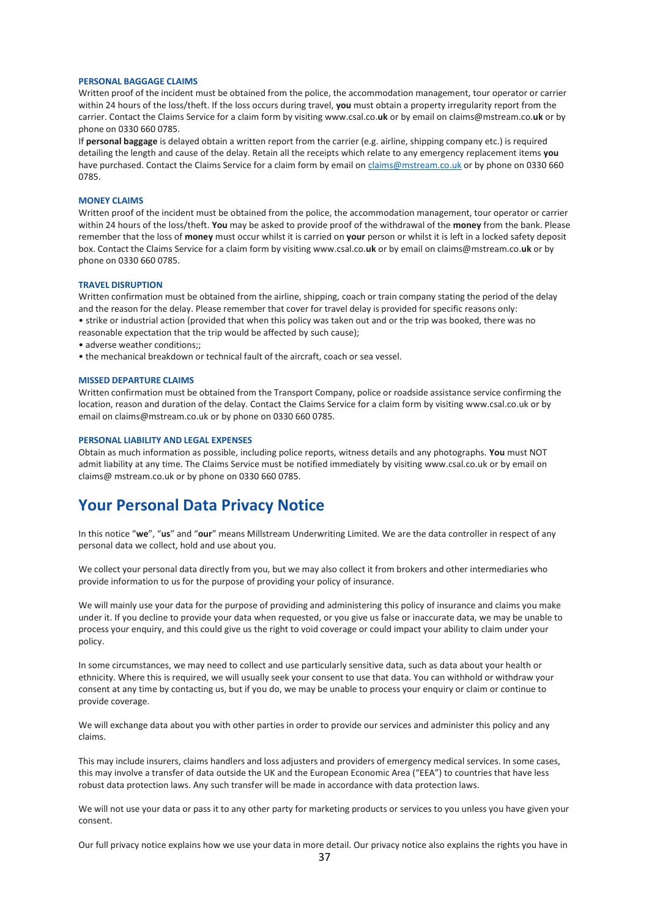### PERSONAL BAGGAGE CLAIMS

Written proof of the incident must be obtained from the police, the accommodation management, tour operator or carrier within 24 hours of the loss/theft. If the loss occurs during travel, **you** must obtain a property irregularity report from the carrier. Contact the Claims Service for a claim form by visiting www.csal.co.**uk** or by email on claims@mstream.co.**uk** or by phone on 0330 660 0785.

If **personal baggage** is delayed obtain a written report from the carrier (e.g. airline, shipping company etc.) is required detailing the length and cause of the delay. Retain all the receipts which relate to any emergency replacement items **you** have purchased. Contact the Claims Service for a claim form by email on claims@mstream.co.uk or by phone on 0330 660 0785.

### MONEY CLAIMS

Written proof of the incident must be obtained from the police, the accommodation management, tour operator or carrier within 24 hours of the loss/theft. **You** may be asked to provide proof of the withdrawal of the **money** from the bank. Please remember that the loss of **money** must occur whilst it is carried on **your** person or whilst it is left in a locked safety deposit box. Contact the Claims Service for a claim form by visiting www.csal.co.**uk** or by email on claims@mstream.co.**uk** or by phone on 0330 660 0785.

### TRAVEL DISRUPTION

Written confirmation must be obtained from the airline, shipping, coach or train company stating the period of the delay and the reason for the delay. Please remember that cover for travel delay is provided for specific reasons only:

- strike or industrial action (provided that when this policy was taken out and or the trip was booked, there was no reasonable expectation that the trip would be affected by such cause);
- adverse weather conditions;;
- the mechanical breakdown or technical fault of the aircraft, coach or sea vessel.

### MISSED DEPARTURE CLAIMS

Written confirmation must be obtained from the Transport Company, police or roadside assistance service confirming the location, reason and duration of the delay. Contact the Claims Service for a claim form by visiting www.csal.co.uk or by email on claims@mstream.co.uk or by phone on 0330 660 0785.

### PERSONAL LIABILITY AND LEGAL EXPENSES

Obtain as much information as possible, including police reports, witness details and any photographs. **You** must NOT admit liability at any time. The Claims Service must be notified immediately by visiting www.csal.co.uk or by email on claims@ mstream.co.uk or by phone on 0330 660 0785.

## Your Personal Data Privacy Notice

In this notice "**we**", "**us**" and "**our**" means Millstream Underwriting Limited. We are the data controller in respect of any personal data we collect, hold and use about you.

We collect your personal data directly from you, but we may also collect it from brokers and other intermediaries who provide information to us for the purpose of providing your policy of insurance.

We will mainly use your data for the purpose of providing and administering this policy of insurance and claims you make under it. If you decline to provide your data when requested, or you give us false or inaccurate data, we may be unable to process your enquiry, and this could give us the right to void coverage or could impact your ability to claim under your policy.

In some circumstances, we may need to collect and use particularly sensitive data, such as data about your health or ethnicity. Where this is required, we will usually seek your consent to use that data. You can withhold or withdraw your consent at any time by contacting us, but if you do, we may be unable to process your enquiry or claim or continue to provide coverage.

We will exchange data about you with other parties in order to provide our services and administer this policy and any claims.

This may include insurers, claims handlers and loss adjusters and providers of emergency medical services. In some cases, this may involve a transfer of data outside the UK and the European Economic Area ("EEA") to countries that have less robust data protection laws. Any such transfer will be made in accordance with data protection laws.

We will not use your data or pass it to any other party for marketing products or services to you unless you have given your consent.

Our full privacy notice explains how we use your data in more detail. Our privacy notice also explains the rights you have in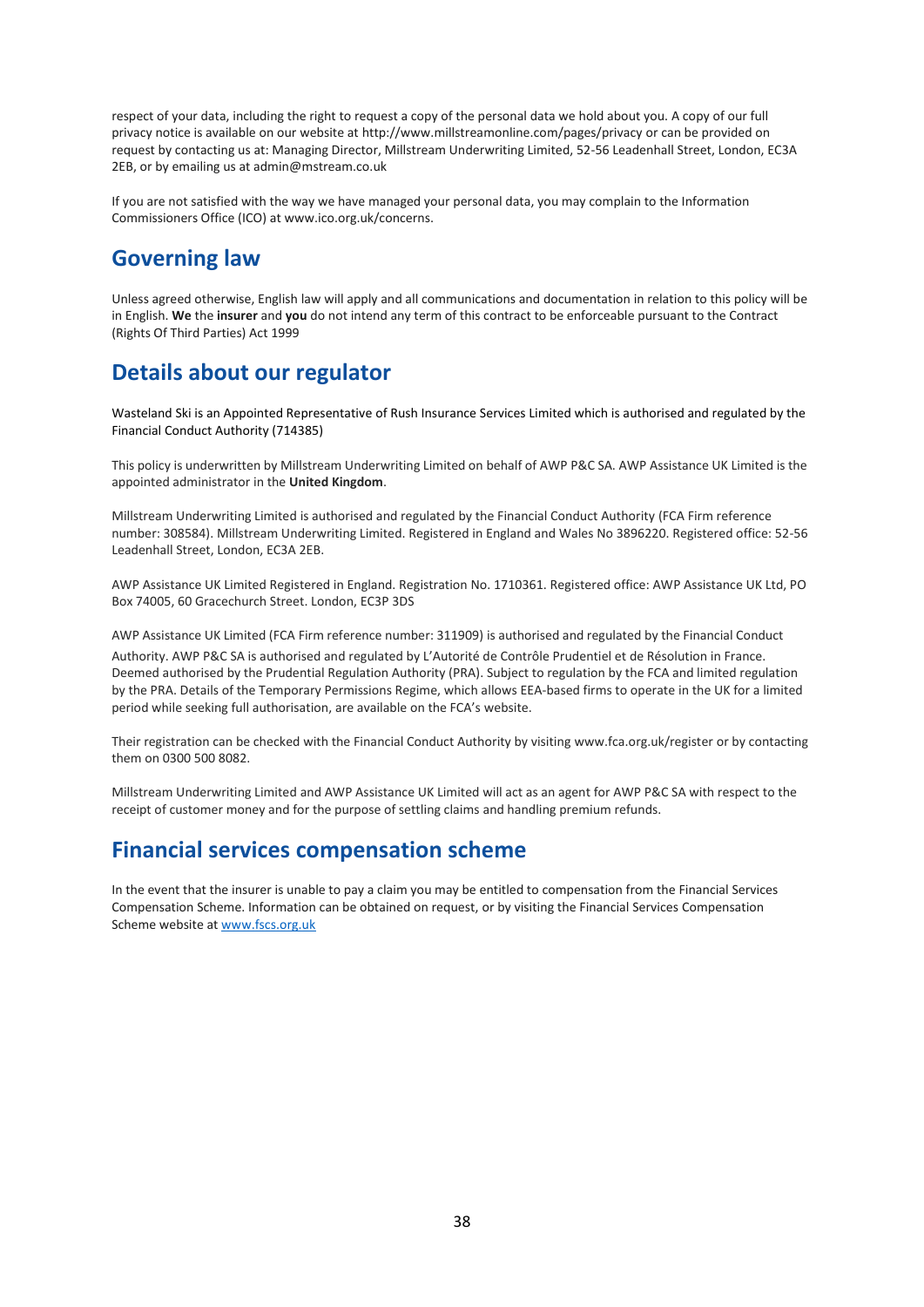respect of your data, including the right to request a copy of the personal data we hold about you. A copy of our full privacy notice is available on our website at http://www.millstreamonline.com/pages/privacy or can be provided on request by contacting us at: Managing Director, Millstream Underwriting Limited, 52-56 Leadenhall Street, London, EC3A 2EB, or by emailing us at admin@mstream.co.uk

If you are not satisfied with the way we have managed your personal data, you may complain to the Information Commissioners Office (ICO) at www.ico.org.uk/concerns.

## Governing law

Unless agreed otherwise, English law will apply and all communications and documentation in relation to this policy will be in English. **We** the **insurer** and **you** do not intend any term of this contract to be enforceable pursuant to the Contract (Rights Of Third Parties) Act 1999

## Details about our regulator

Wasteland Ski is an Appointed Representative of Rush Insurance Services Limited which is authorised and regulated by the Financial Conduct Authority (714385)

This policy is underwritten by Millstream Underwriting Limited on behalf of AWP P&C SA. AWP Assistance UK Limited is the appointed administrator in the **United Kingdom**.

Millstream Underwriting Limited is authorised and regulated by the Financial Conduct Authority (FCA Firm reference number: 308584). Millstream Underwriting Limited. Registered in England and Wales No 3896220. Registered office: 52-56 Leadenhall Street, London, EC3A 2EB.

AWP Assistance UK Limited Registered in England. Registration No. 1710361. Registered office: AWP Assistance UK Ltd, PO Box 74005, 60 Gracechurch Street. London, EC3P 3DS

AWP Assistance UK Limited (FCA Firm reference number: 311909) is authorised and regulated by the Financial Conduct Authority. AWP P&C SA is authorised and regulated by L'Autorité de Contrôle Prudentiel et de Résolution in France. Deemed authorised by the Prudential Regulation Authority (PRA). Subject to regulation by the FCA and limited regulation by the PRA. Details of the Temporary Permissions Regime, which allows EEA-based firms to operate in the UK for a limited period while seeking full authorisation, are available on the FCA's website.

Their registration can be checked with the Financial Conduct Authority by visiting www.fca.org.uk/register or by contacting them on 0300 500 8082.

Millstream Underwriting Limited and AWP Assistance UK Limited will act as an agent for AWP P&C SA with respect to the receipt of customer money and for the purpose of settling claims and handling premium refunds.

## Financial services compensation scheme

In the event that the insurer is unable to pay a claim you may be entitled to compensation from the Financial Services Compensation Scheme. Information can be obtained on request, or by visiting the Financial Services Compensation Scheme website at www.fscs.org.uk